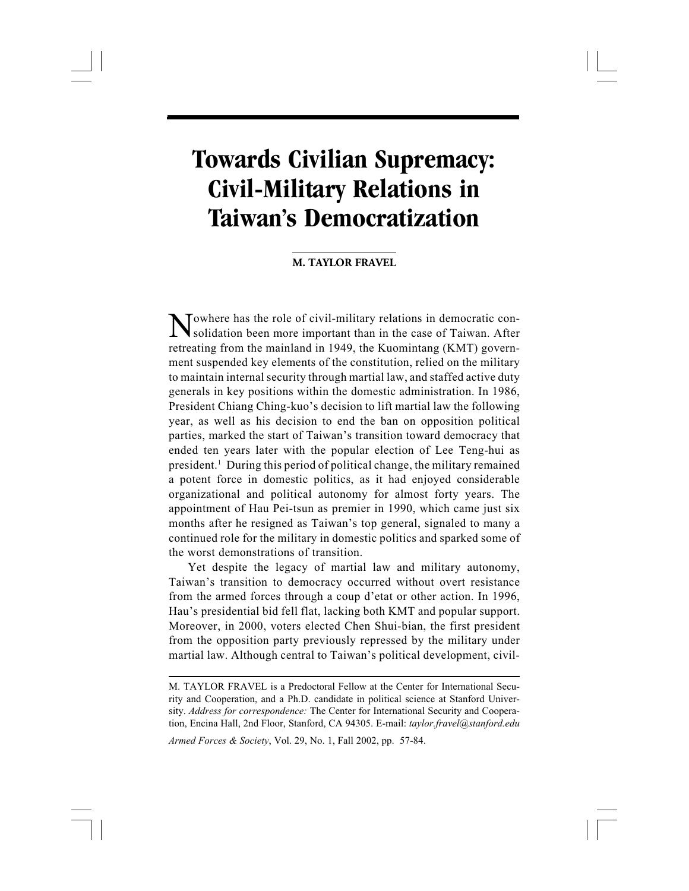# Towards Civilian Supremacy: Civil-Military Relations in Taiwan's Democratization

**M. TAYLOR FRAVEL**

Nowhere has the role of civil-military relations in democratic consolidation been more important than in the case of Taiwan. After retreating from the mainland in 1949, the Kuomintang (KMT) government suspended key elements of the constitution, relied on the military to maintain internal security through martial law, and staffed active duty generals in key positions within the domestic administration. In 1986, President Chiang Ching-kuo's decision to lift martial law the following year, as well as his decision to end the ban on opposition political parties, marked the start of Taiwan's transition toward democracy that ended ten years later with the popular election of Lee Teng-hui as president.[1] During this period of political change, the military remained a potent force in domestic politics, as it had enjoyed considerable organizational and political autonomy for almost forty years. The appointment of Hau Pei-tsun as premier in 1990, which came just six months after he resigned as Taiwan's top general, signaled to many a continued role for the military in domestic politics and sparked some of the worst demonstrations of transition.

Yet despite the legacy of martial law and military autonomy, Taiwan's transition to democracy occurred without overt resistance from the armed forces through a coup d'etat or other action. In 1996, Hau's presidential bid fell flat, lacking both KMT and popular support. Moreover, in 2000, voters elected Chen Shui-bian, the first president from the opposition party previously repressed by the military under martial law. Although central to Taiwan's political development, civil-

---

M. TAYLOR FRAVEL is a Predoctoral Fellow at the Center for International Security and Cooperation, and a Ph.D. candidate in political science at Stanford University. *Address for correspondence:* The Center for International Security and Cooperation, Encina Hall, 2nd Floor, Stanford, CA 94305. E-mail: *taylor.fravel@stanford.edu*

*Armed Forces & Society*, Vol. 29, No. 1, Fall 2002, pp. 57-84.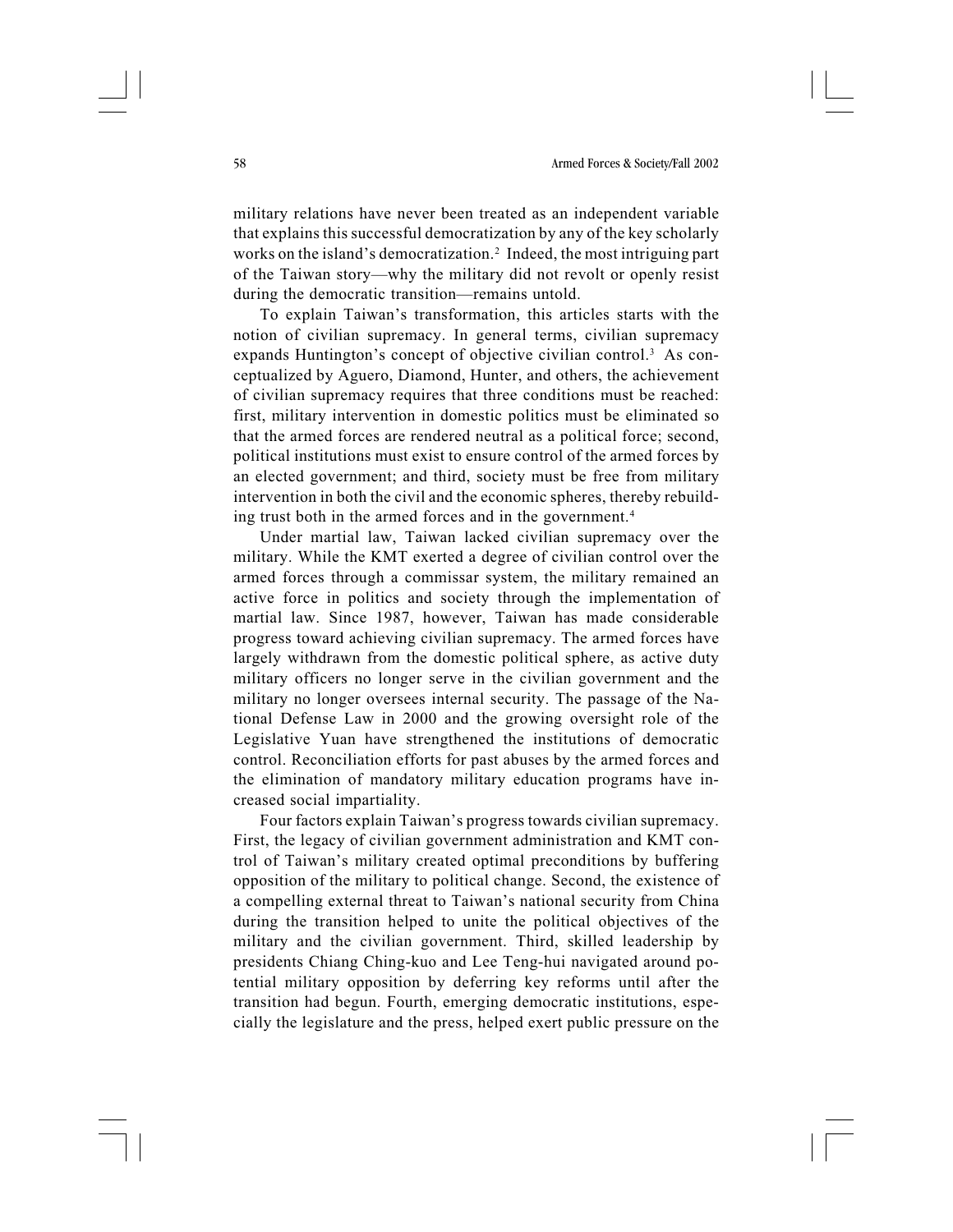military relations have never been treated as an independent variable that explains this successful democratization by any of the key scholarly works on the island's democratization.[2] Indeed, the most intriguing part of the Taiwan story—why the military did not revolt or openly resist during the democratic transition—remains untold.

To explain Taiwan's transformation, this articles starts with the notion of civilian supremacy. In general terms, civilian supremacy expands Huntington's concept of objective civilian control.[3] As conceptualized by Aguero, Diamond, Hunter, and others, the achievement of civilian supremacy requires that three conditions must be reached: first, military intervention in domestic politics must be eliminated so that the armed forces are rendered neutral as a political force; second, political institutions must exist to ensure control of the armed forces by an elected government; and third, society must be free from military intervention in both the civil and the economic spheres, thereby rebuilding trust both in the armed forces and in the government.[4]

Under martial law, Taiwan lacked civilian supremacy over the military. While the KMT exerted a degree of civilian control over the armed forces through a commissar system, the military remained an active force in politics and society through the implementation of martial law. Since 1987, however, Taiwan has made considerable progress toward achieving civilian supremacy. The armed forces have largely withdrawn from the domestic political sphere, as active duty military officers no longer serve in the civilian government and the military no longer oversees internal security. The passage of the National Defense Law in 2000 and the growing oversight role of the Legislative Yuan have strengthened the institutions of democratic control. Reconciliation efforts for past abuses by the armed forces and the elimination of mandatory military education programs have increased social impartiality.

Four factors explain Taiwan's progress towards civilian supremacy. First, the legacy of civilian government administration and KMT control of Taiwan's military created optimal preconditions by buffering opposition of the military to political change. Second, the existence of a compelling external threat to Taiwan's national security from China during the transition helped to unite the political objectives of the military and the civilian government. Third, skilled leadership by presidents Chiang Ching-kuo and Lee Teng-hui navigated around potential military opposition by deferring key reforms until after the transition had begun. Fourth, emerging democratic institutions, especially the legislature and the press, helped exert public pressure on the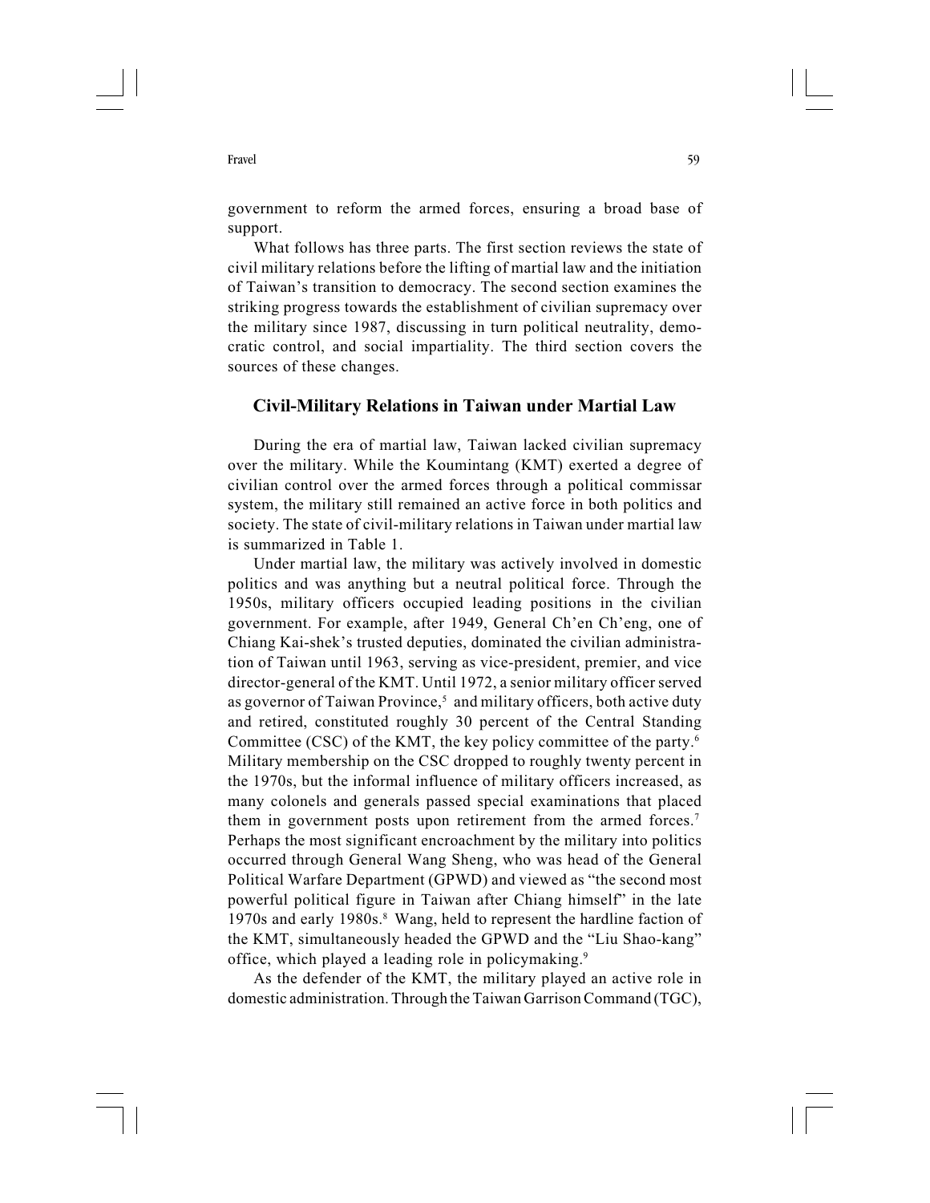government to reform the armed forces, ensuring a broad base of support.

What follows has three parts. The first section reviews the state of civil military relations before the lifting of martial law and the initiation of Taiwan's transition to democracy. The second section examines the striking progress towards the establishment of civilian supremacy over the military since 1987, discussing in turn political neutrality, democratic control, and social impartiality. The third section covers the sources of these changes.

## Civil-Military Relations in Taiwan under Martial Law

During the era of martial law, Taiwan lacked civilian supremacy over the military. While the Koumintang (KMT) exerted a degree of civilian control over the armed forces through a political commissar system, the military still remained an active force in both politics and society. The state of civil-military relations in Taiwan under martial law is summarized in Table 1.

Under martial law, the military was actively involved in domestic politics and was anything but a neutral political force. Through the 1950s, military officers occupied leading positions in the civilian government. For example, after 1949, General Ch'en Ch'eng, one of Chiang Kai-shek's trusted deputies, dominated the civilian administration of Taiwan until 1963, serving as vice-president, premier, and vice director-general of the KMT. Until 1972, a senior military officer served as governor of Taiwan Province,[5] and military officers, both active duty and retired, constituted roughly 30 percent of the Central Standing Committee (CSC) of the KMT, the key policy committee of the party.[6] Military membership on the CSC dropped to roughly twenty percent in the 1970s, but the informal influence of military officers increased, as many colonels and generals passed special examinations that placed them in government posts upon retirement from the armed forces.[7] Perhaps the most significant encroachment by the military into politics occurred through General Wang Sheng, who was head of the General Political Warfare Department (GPWD) and viewed as "the second most powerful political figure in Taiwan after Chiang himself" in the late 1970s and early 1980s.[8] Wang, held to represent the hardline faction of the KMT, simultaneously headed the GPWD and the "Liu Shao-kang" office, which played a leading role in policymaking.[9]

As the defender of the KMT, the military played an active role in domestic administration. Through the Taiwan Garrison Command (TGC),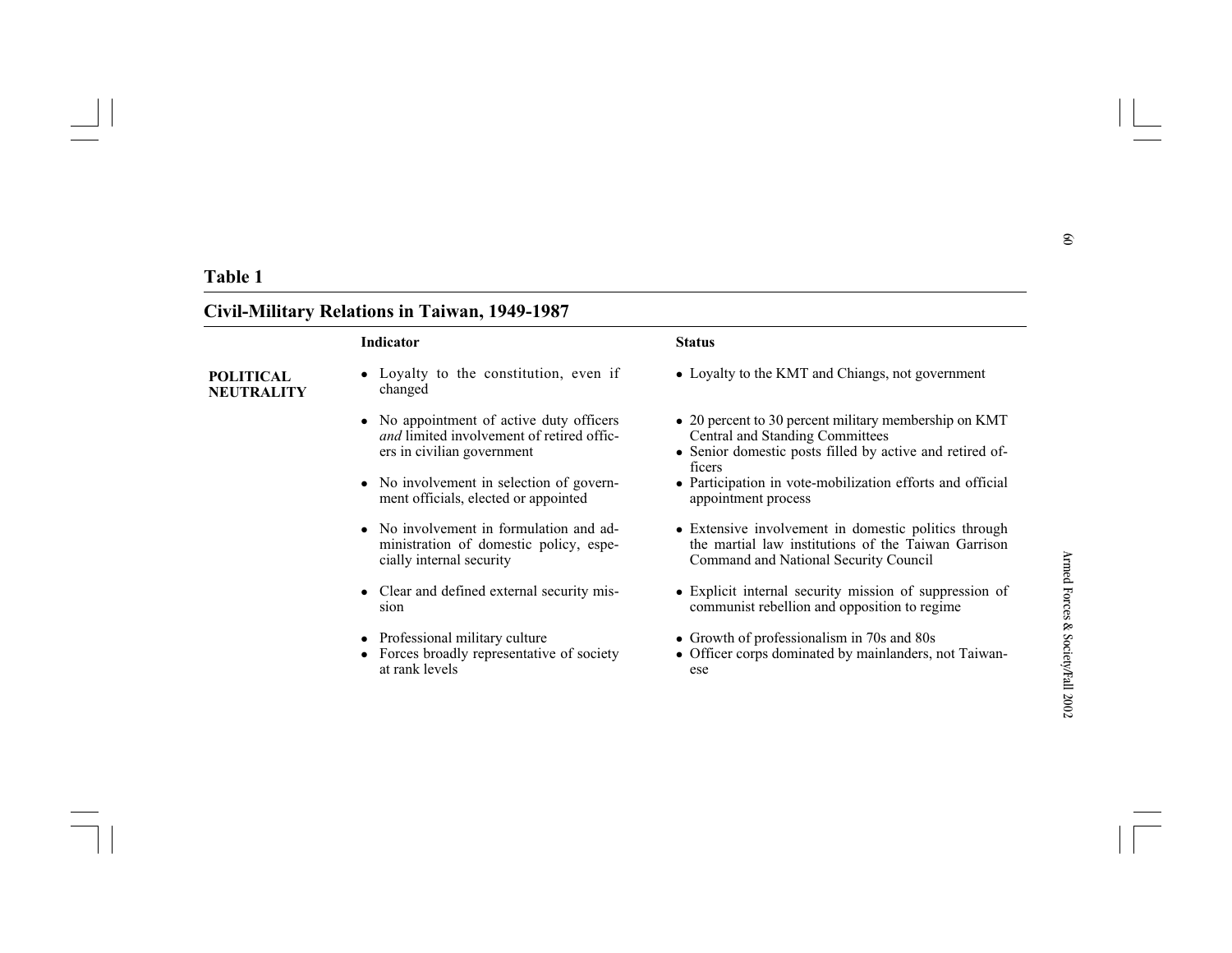**Table 1**

**Civil-Military Relations in Taiwan, 1949-1987**

| | Indicator | Status |
|---|---|---|
| **POLITICAL NEUTRALITY** | • Loyalty to the constitution, even if changed | • Loyalty to the KMT and Chiangs, not government |
| | • No appointment of active duty officers *and* limited involvement of retired officers in civilian government | • 20 percent to 30 percent military membership on KMT Central and Standing Committees<br>• Senior domestic posts filled by active and retired officers |
| | • No involvement in selection of government officials, elected or appointed | • Participation in vote-mobilization efforts and official appointment process |
| | • No involvement in formulation and administration of domestic policy, especially internal security | • Extensive involvement in domestic politics through the martial law institutions of the Taiwan Garrison Command and National Security Council |
| | • Clear and defined external security mission | • Explicit internal security mission of suppression of communist rebellion and opposition to regime |
| | • Professional military culture<br>• Forces broadly representative of society at rank levels | • Growth of professionalism in 70s and 80s<br>• Officer corps dominated by mainlanders, not Taiwanese |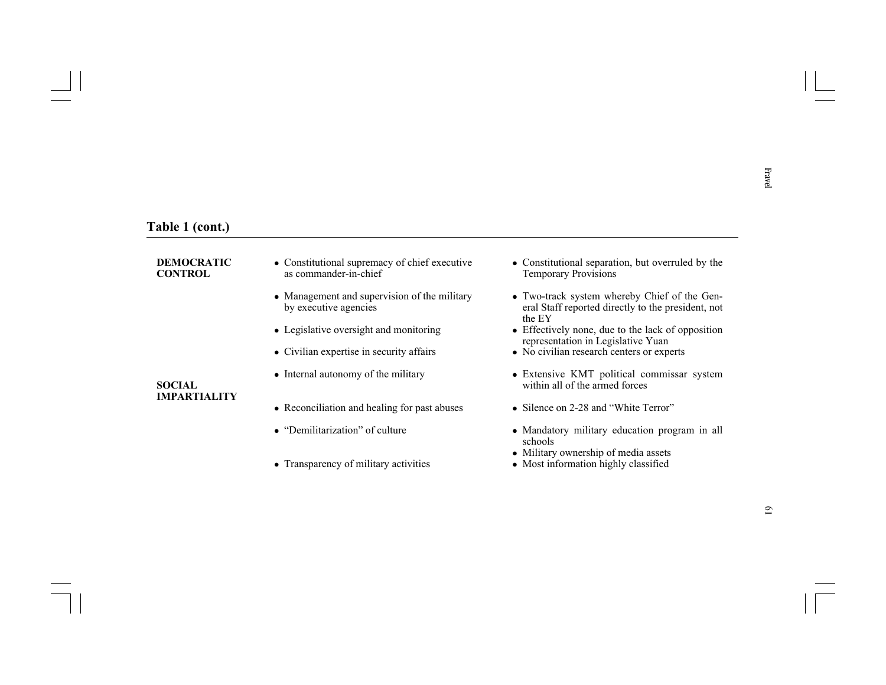**Table 1 (cont.)**

| | | |
|---|---|---|
| **DEMOCRATIC CONTROL** | • Constitutional supremacy of chief executive as commander-in-chief | • Constitutional separation, but overruled by the Temporary Provisions |
| | • Management and supervision of the military by executive agencies | • Two-track system whereby Chief of the General Staff reported directly to the president, not the EY |
| | • Legislative oversight and monitoring | • Effectively none, due to the lack of opposition representation in Legislative Yuan |
| | • Civilian expertise in security affairs | • No civilian research centers or experts |
| | • Internal autonomy of the military | • Extensive KMT political commissar system within all of the armed forces |
| **SOCIAL IMPARTIALITY** | • Reconciliation and healing for past abuses | • Silence on 2-28 and "White Terror" |
| | • "Demilitarization" of culture | • Mandatory military education program in all schools<br>• Military ownership of media assets |
| | • Transparency of military activities | • Most information highly classified |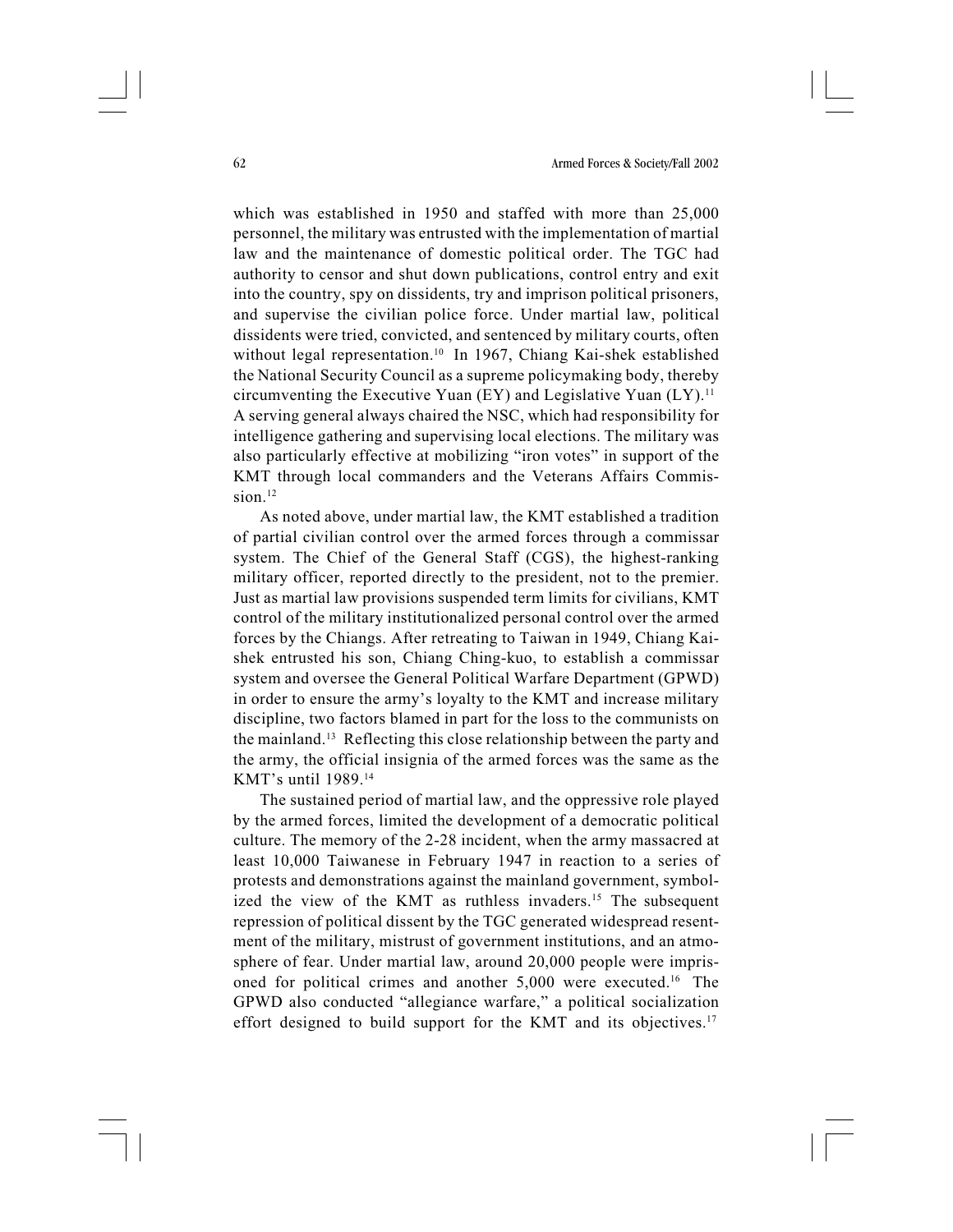which was established in 1950 and staffed with more than 25,000 personnel, the military was entrusted with the implementation of martial law and the maintenance of domestic political order. The TGC had authority to censor and shut down publications, control entry and exit into the country, spy on dissidents, try and imprison political prisoners, and supervise the civilian police force. Under martial law, political dissidents were tried, convicted, and sentenced by military courts, often without legal representation.[10] In 1967, Chiang Kai-shek established the National Security Council as a supreme policymaking body, thereby circumventing the Executive Yuan (EY) and Legislative Yuan (LY).[11] A serving general always chaired the NSC, which had responsibility for intelligence gathering and supervising local elections. The military was also particularly effective at mobilizing "iron votes" in support of the KMT through local commanders and the Veterans Affairs Commission.[12]

As noted above, under martial law, the KMT established a tradition of partial civilian control over the armed forces through a commissar system. The Chief of the General Staff (CGS), the highest-ranking military officer, reported directly to the president, not to the premier. Just as martial law provisions suspended term limits for civilians, KMT control of the military institutionalized personal control over the armed forces by the Chiangs. After retreating to Taiwan in 1949, Chiang Kai-shek entrusted his son, Chiang Ching-kuo, to establish a commissar system and oversee the General Political Warfare Department (GPWD) in order to ensure the army's loyalty to the KMT and increase military discipline, two factors blamed in part for the loss to the communists on the mainland.[13] Reflecting this close relationship between the party and the army, the official insignia of the armed forces was the same as the KMT's until 1989.[14]

The sustained period of martial law, and the oppressive role played by the armed forces, limited the development of a democratic political culture. The memory of the 2-28 incident, when the army massacred at least 10,000 Taiwanese in February 1947 in reaction to a series of protests and demonstrations against the mainland government, symbolized the view of the KMT as ruthless invaders.[15] The subsequent repression of political dissent by the TGC generated widespread resentment of the military, mistrust of government institutions, and an atmosphere of fear. Under martial law, around 20,000 people were imprisoned for political crimes and another 5,000 were executed.[16] The GPWD also conducted "allegiance warfare," a political socialization effort designed to build support for the KMT and its objectives.[17]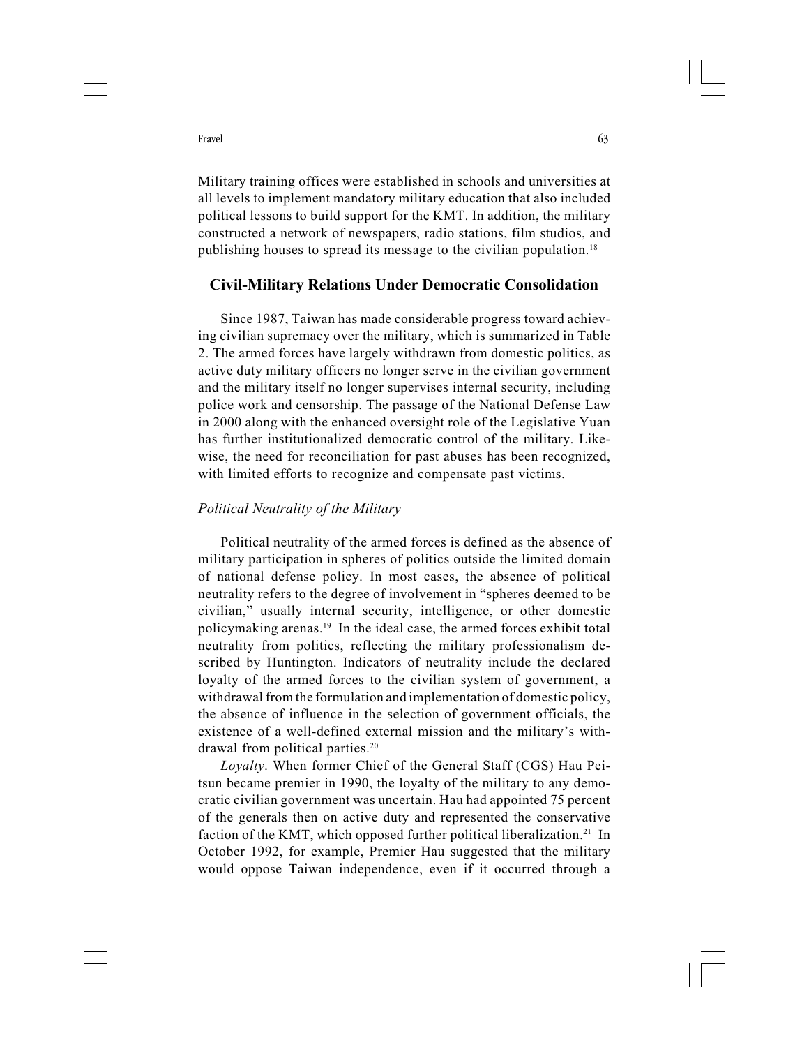Military training offices were established in schools and universities at all levels to implement mandatory military education that also included political lessons to build support for the KMT. In addition, the military constructed a network of newspapers, radio stations, film studios, and publishing houses to spread its message to the civilian population.[18]

## Civil-Military Relations Under Democratic Consolidation

Since 1987, Taiwan has made considerable progress toward achieving civilian supremacy over the military, which is summarized in Table 2. The armed forces have largely withdrawn from domestic politics, as active duty military officers no longer serve in the civilian government and the military itself no longer supervises internal security, including police work and censorship. The passage of the National Defense Law in 2000 along with the enhanced oversight role of the Legislative Yuan has further institutionalized democratic control of the military. Likewise, the need for reconciliation for past abuses has been recognized, with limited efforts to recognize and compensate past victims.

### *Political Neutrality of the Military*

Political neutrality of the armed forces is defined as the absence of military participation in spheres of politics outside the limited domain of national defense policy. In most cases, the absence of political neutrality refers to the degree of involvement in "spheres deemed to be civilian," usually internal security, intelligence, or other domestic policymaking arenas.[19] In the ideal case, the armed forces exhibit total neutrality from politics, reflecting the military professionalism described by Huntington. Indicators of neutrality include the declared loyalty of the armed forces to the civilian system of government, a withdrawal from the formulation and implementation of domestic policy, the absence of influence in the selection of government officials, the existence of a well-defined external mission and the military's withdrawal from political parties.[20]

*Loyalty*. When former Chief of the General Staff (CGS) Hau Pei-tsun became premier in 1990, the loyalty of the military to any democratic civilian government was uncertain. Hau had appointed 75 percent of the generals then on active duty and represented the conservative faction of the KMT, which opposed further political liberalization.[21] In October 1992, for example, Premier Hau suggested that the military would oppose Taiwan independence, even if it occurred through a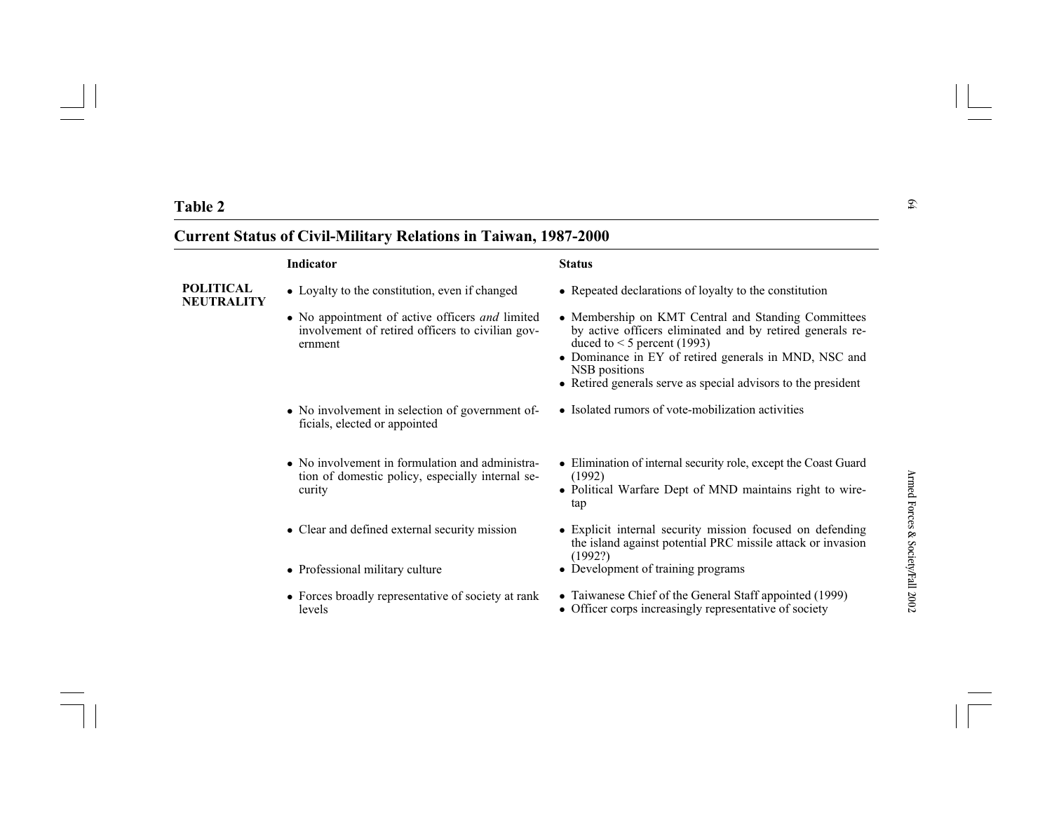**Table 2**

**Current Status of Civil-Military Relations in Taiwan, 1987-2000**

| | Indicator | Status |
|---|---|---|
| **POLITICAL NEUTRALITY** | • Loyalty to the constitution, even if changed | • Repeated declarations of loyalty to the constitution |
| | • No appointment of active officers *and* limited involvement of retired officers to civilian government | • Membership on KMT Central and Standing Committees by active officers eliminated and by retired generals reduced to < 5 percent (1993)<br>• Dominance in EY of retired generals in MND, NSC and NSB positions<br>• Retired generals serve as special advisors to the president |
| | • No involvement in selection of government officials, elected or appointed | • Isolated rumors of vote-mobilization activities |
| | • No involvement in formulation and administration of domestic policy, especially internal security | • Elimination of internal security role, except the Coast Guard (1992)<br>• Political Warfare Dept of MND maintains right to wiretap |
| | • Clear and defined external security mission | • Explicit internal security mission focused on defending the island against potential PRC missile attack or invasion (1992?) |
| | • Professional military culture | • Development of training programs |
| | • Forces broadly representative of society at rank levels | • Taiwanese Chief of the General Staff appointed (1999)<br>• Officer corps increasingly representative of society |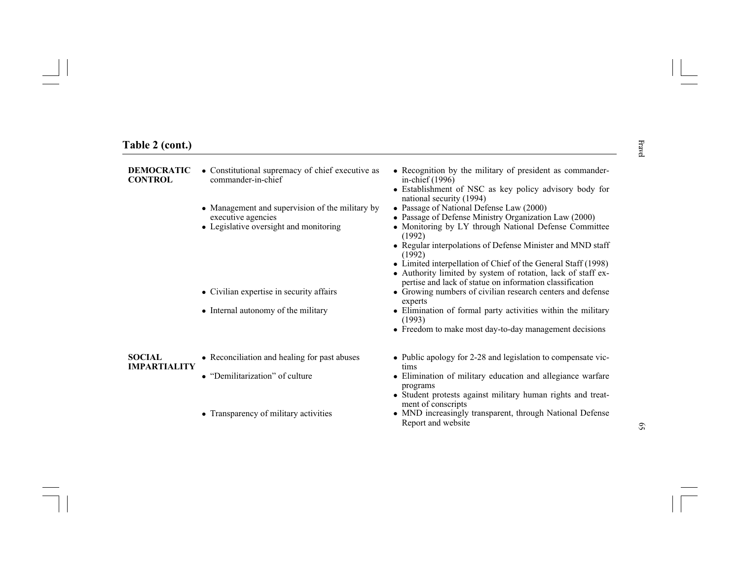## Table 2 (cont.)

| | | |
|---|---|---|
| **DEMOCRATIC CONTROL** | • Constitutional supremacy of chief executive as commander-in-chief | • Recognition by the military of president as commander-in-chief (1996)<br>• Establishment of NSC as key policy advisory body for national security (1994) |
| | • Management and supervision of the military by executive agencies | • Passage of National Defense Law (2000)<br>• Passage of Defense Ministry Organization Law (2000) |
| | • Legislative oversight and monitoring | • Monitoring by LY through National Defense Committee (1992)<br>• Regular interpolations of Defense Minister and MND staff (1992)<br>• Limited interpellation of Chief of the General Staff (1998)<br>• Authority limited by system of rotation, lack of staff expertise and lack of statue on information classification |
| | • Civilian expertise in security affairs | • Growing numbers of civilian research centers and defense experts |
| | • Internal autonomy of the military | • Elimination of formal party activities within the military (1993)<br>• Freedom to make most day-to-day management decisions |
| **SOCIAL IMPARTIALITY** | • Reconciliation and healing for past abuses | • Public apology for 2-28 and legislation to compensate victims |
| | • "Demilitarization" of culture | • Elimination of military education and allegiance warfare programs<br>• Student protests against military human rights and treatment of conscripts |
| | • Transparency of military activities | • MND increasingly transparent, through National Defense Report and website |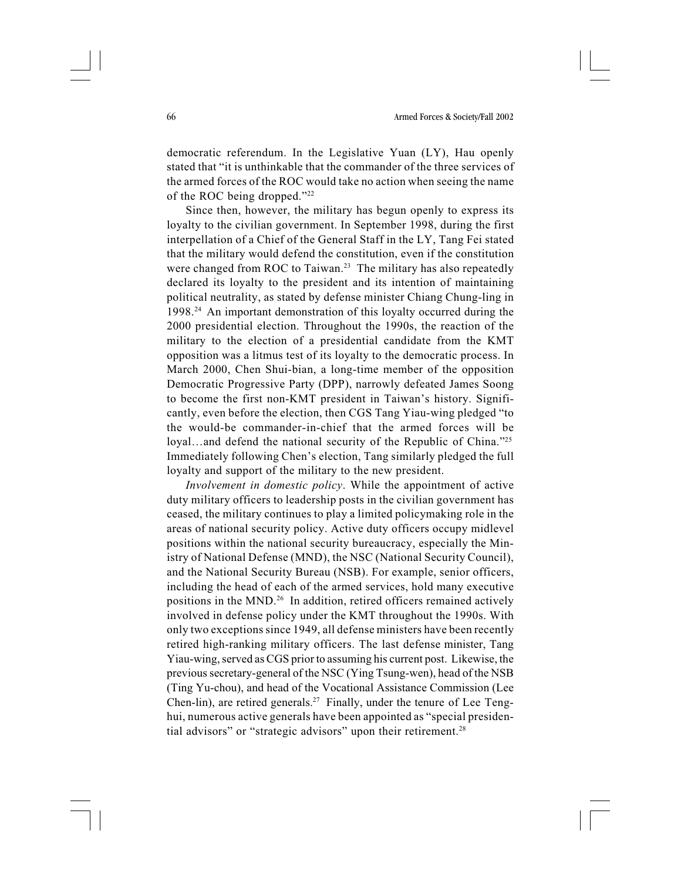democratic referendum. In the Legislative Yuan (LY), Hau openly stated that "it is unthinkable that the commander of the three services of the armed forces of the ROC would take no action when seeing the name of the ROC being dropped."[22]

Since then, however, the military has begun openly to express its loyalty to the civilian government. In September 1998, during the first interpellation of a Chief of the General Staff in the LY, Tang Fei stated that the military would defend the constitution, even if the constitution were changed from ROC to Taiwan.[23] The military has also repeatedly declared its loyalty to the president and its intention of maintaining political neutrality, as stated by defense minister Chiang Chung-ling in 1998.[24] An important demonstration of this loyalty occurred during the 2000 presidential election. Throughout the 1990s, the reaction of the military to the election of a presidential candidate from the KMT opposition was a litmus test of its loyalty to the democratic process. In March 2000, Chen Shui-bian, a long-time member of the opposition Democratic Progressive Party (DPP), narrowly defeated James Soong to become the first non-KMT president in Taiwan's history. Significantly, even before the election, then CGS Tang Yiau-wing pledged "to the would-be commander-in-chief that the armed forces will be loyal…and defend the national security of the Republic of China."[25] Immediately following Chen's election, Tang similarly pledged the full loyalty and support of the military to the new president.

*Involvement in domestic policy*. While the appointment of active duty military officers to leadership posts in the civilian government has ceased, the military continues to play a limited policymaking role in the areas of national security policy. Active duty officers occupy midlevel positions within the national security bureaucracy, especially the Ministry of National Defense (MND), the NSC (National Security Council), and the National Security Bureau (NSB). For example, senior officers, including the head of each of the armed services, hold many executive positions in the MND.[26] In addition, retired officers remained actively involved in defense policy under the KMT throughout the 1990s. With only two exceptions since 1949, all defense ministers have been recently retired high-ranking military officers. The last defense minister, Tang Yiau-wing, served as CGS prior to assuming his current post. Likewise, the previous secretary-general of the NSC (Ying Tsung-wen), head of the NSB (Ting Yu-chou), and head of the Vocational Assistance Commission (Lee Chen-lin), are retired generals.[27] Finally, under the tenure of Lee Teng-hui, numerous active generals have been appointed as "special presidential advisors" or "strategic advisors" upon their retirement.[28]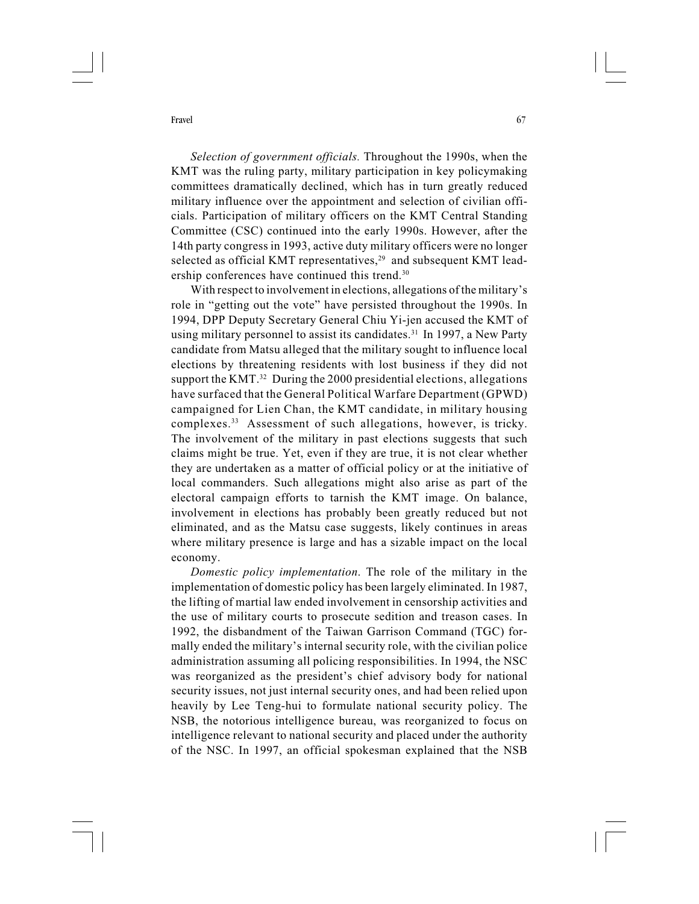*Selection of government officials.* Throughout the 1990s, when the KMT was the ruling party, military participation in key policymaking committees dramatically declined, which has in turn greatly reduced military influence over the appointment and selection of civilian officials. Participation of military officers on the KMT Central Standing Committee (CSC) continued into the early 1990s. However, after the 14th party congress in 1993, active duty military officers were no longer selected as official KMT representatives,[29] and subsequent KMT leadership conferences have continued this trend.[30]

With respect to involvement in elections, allegations of the military's role in "getting out the vote" have persisted throughout the 1990s. In 1994, DPP Deputy Secretary General Chiu Yi-jen accused the KMT of using military personnel to assist its candidates.[31] In 1997, a New Party candidate from Matsu alleged that the military sought to influence local elections by threatening residents with lost business if they did not support the KMT.[32] During the 2000 presidential elections, allegations have surfaced that the General Political Warfare Department (GPWD) campaigned for Lien Chan, the KMT candidate, in military housing complexes.[33] Assessment of such allegations, however, is tricky. The involvement of the military in past elections suggests that such claims might be true. Yet, even if they are true, it is not clear whether they are undertaken as a matter of official policy or at the initiative of local commanders. Such allegations might also arise as part of the electoral campaign efforts to tarnish the KMT image. On balance, involvement in elections has probably been greatly reduced but not eliminated, and as the Matsu case suggests, likely continues in areas where military presence is large and has a sizable impact on the local economy.

*Domestic policy implementation*. The role of the military in the implementation of domestic policy has been largely eliminated. In 1987, the lifting of martial law ended involvement in censorship activities and the use of military courts to prosecute sedition and treason cases. In 1992, the disbandment of the Taiwan Garrison Command (TGC) formally ended the military's internal security role, with the civilian police administration assuming all policing responsibilities. In 1994, the NSC was reorganized as the president's chief advisory body for national security issues, not just internal security ones, and had been relied upon heavily by Lee Teng-hui to formulate national security policy. The NSB, the notorious intelligence bureau, was reorganized to focus on intelligence relevant to national security and placed under the authority of the NSC. In 1997, an official spokesman explained that the NSB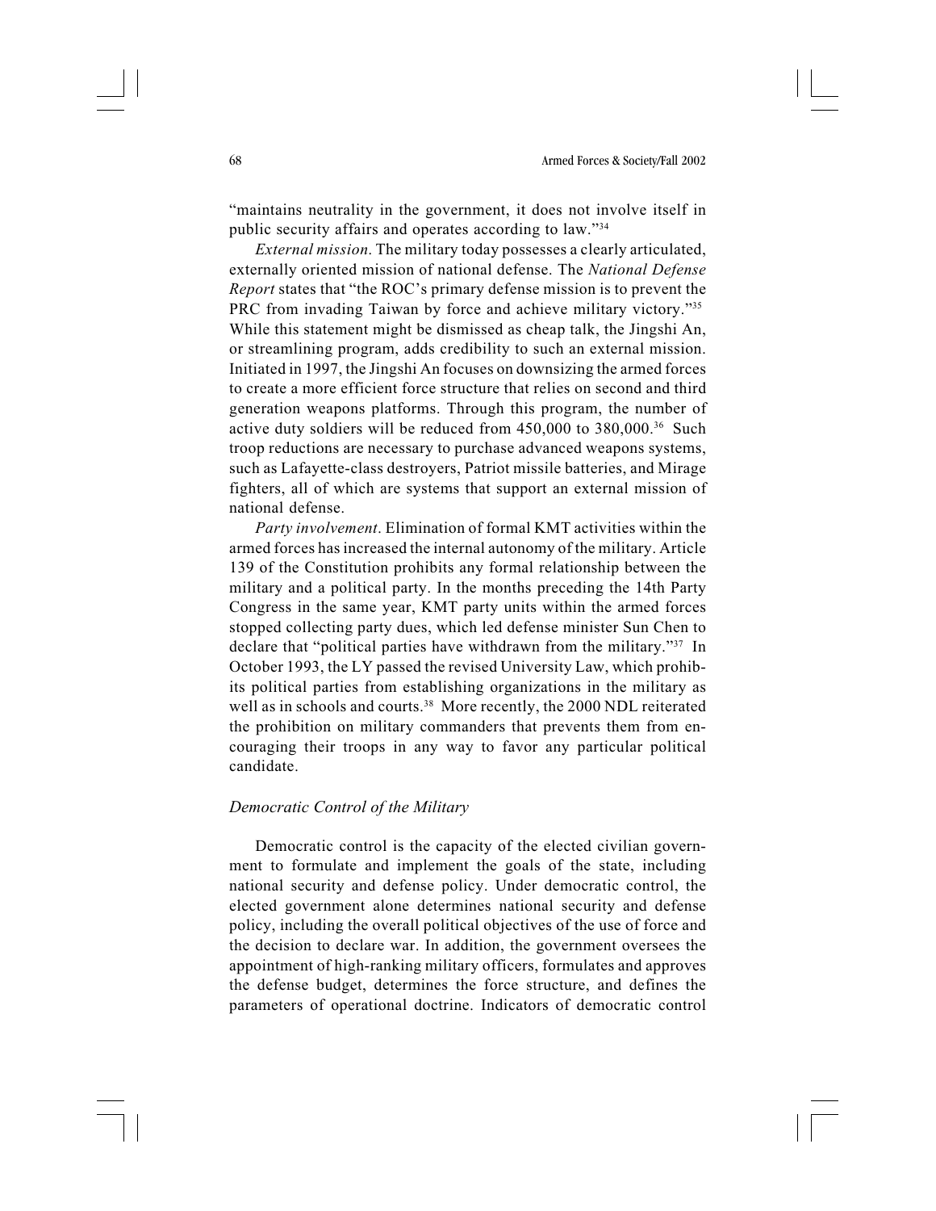"maintains neutrality in the government, it does not involve itself in public security affairs and operates according to law."[34]

*External mission*. The military today possesses a clearly articulated, externally oriented mission of national defense. The *National Defense Report* states that "the ROC's primary defense mission is to prevent the PRC from invading Taiwan by force and achieve military victory."[35] While this statement might be dismissed as cheap talk, the Jingshi An, or streamlining program, adds credibility to such an external mission. Initiated in 1997, the Jingshi An focuses on downsizing the armed forces to create a more efficient force structure that relies on second and third generation weapons platforms. Through this program, the number of active duty soldiers will be reduced from 450,000 to 380,000.[36] Such troop reductions are necessary to purchase advanced weapons systems, such as Lafayette-class destroyers, Patriot missile batteries, and Mirage fighters, all of which are systems that support an external mission of national defense.

*Party involvement*. Elimination of formal KMT activities within the armed forces has increased the internal autonomy of the military. Article 139 of the Constitution prohibits any formal relationship between the military and a political party. In the months preceding the 14th Party Congress in the same year, KMT party units within the armed forces stopped collecting party dues, which led defense minister Sun Chen to declare that "political parties have withdrawn from the military."[37] In October 1993, the LY passed the revised University Law, which prohibits political parties from establishing organizations in the military as well as in schools and courts.[38] More recently, the 2000 NDL reiterated the prohibition on military commanders that prevents them from encouraging their troops in any way to favor any particular political candidate.

### *Democratic Control of the Military*

Democratic control is the capacity of the elected civilian government to formulate and implement the goals of the state, including national security and defense policy. Under democratic control, the elected government alone determines national security and defense policy, including the overall political objectives of the use of force and the decision to declare war. In addition, the government oversees the appointment of high-ranking military officers, formulates and approves the defense budget, determines the force structure, and defines the parameters of operational doctrine. Indicators of democratic control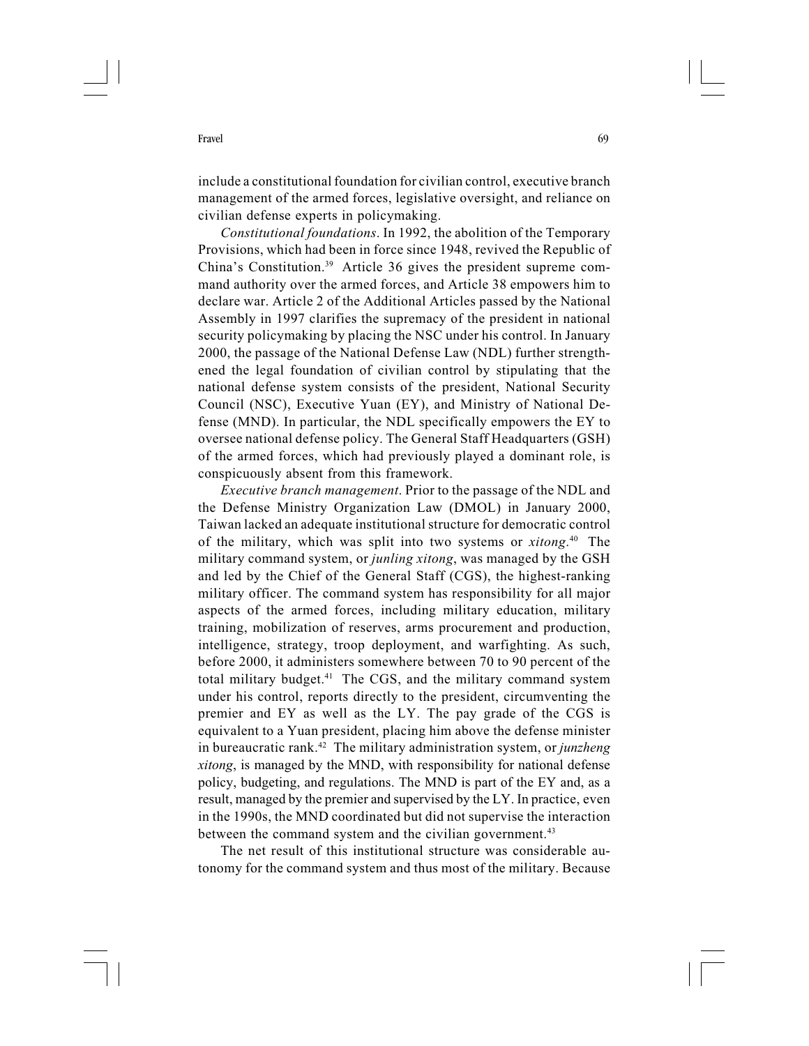include a constitutional foundation for civilian control, executive branch management of the armed forces, legislative oversight, and reliance on civilian defense experts in policymaking.

*Constitutional foundations*. In 1992, the abolition of the Temporary Provisions, which had been in force since 1948, revived the Republic of China's Constitution.[39] Article 36 gives the president supreme command authority over the armed forces, and Article 38 empowers him to declare war. Article 2 of the Additional Articles passed by the National Assembly in 1997 clarifies the supremacy of the president in national security policymaking by placing the NSC under his control. In January 2000, the passage of the National Defense Law (NDL) further strengthened the legal foundation of civilian control by stipulating that the national defense system consists of the president, National Security Council (NSC), Executive Yuan (EY), and Ministry of National Defense (MND). In particular, the NDL specifically empowers the EY to oversee national defense policy. The General Staff Headquarters (GSH) of the armed forces, which had previously played a dominant role, is conspicuously absent from this framework.

*Executive branch management*. Prior to the passage of the NDL and the Defense Ministry Organization Law (DMOL) in January 2000, Taiwan lacked an adequate institutional structure for democratic control of the military, which was split into two systems or *xitong*.[40] The military command system, or *junling xitong*, was managed by the GSH and led by the Chief of the General Staff (CGS), the highest-ranking military officer. The command system has responsibility for all major aspects of the armed forces, including military education, military training, mobilization of reserves, arms procurement and production, intelligence, strategy, troop deployment, and warfighting. As such, before 2000, it administers somewhere between 70 to 90 percent of the total military budget.[41] The CGS, and the military command system under his control, reports directly to the president, circumventing the premier and EY as well as the LY. The pay grade of the CGS is equivalent to a Yuan president, placing him above the defense minister in bureaucratic rank.[42] The military administration system, or *junzheng xitong*, is managed by the MND, with responsibility for national defense policy, budgeting, and regulations. The MND is part of the EY and, as a result, managed by the premier and supervised by the LY. In practice, even in the 1990s, the MND coordinated but did not supervise the interaction between the command system and the civilian government.[43]

The net result of this institutional structure was considerable autonomy for the command system and thus most of the military. Because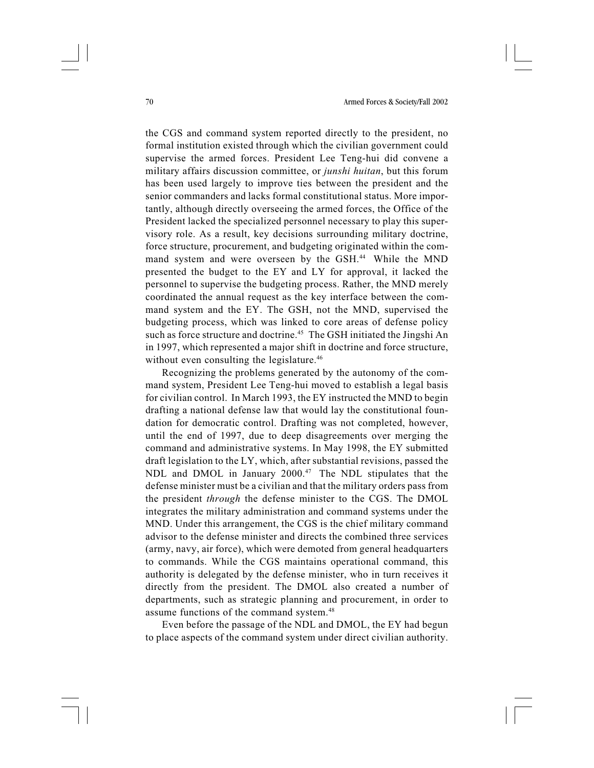the CGS and command system reported directly to the president, no formal institution existed through which the civilian government could supervise the armed forces. President Lee Teng-hui did convene a military affairs discussion committee, or *junshi huitan*, but this forum has been used largely to improve ties between the president and the senior commanders and lacks formal constitutional status. More importantly, although directly overseeing the armed forces, the Office of the President lacked the specialized personnel necessary to play this supervisory role. As a result, key decisions surrounding military doctrine, force structure, procurement, and budgeting originated within the command system and were overseen by the GSH.[44] While the MND presented the budget to the EY and LY for approval, it lacked the personnel to supervise the budgeting process. Rather, the MND merely coordinated the annual request as the key interface between the command system and the EY. The GSH, not the MND, supervised the budgeting process, which was linked to core areas of defense policy such as force structure and doctrine.[45] The GSH initiated the Jingshi An in 1997, which represented a major shift in doctrine and force structure, without even consulting the legislature.[46]

Recognizing the problems generated by the autonomy of the command system, President Lee Teng-hui moved to establish a legal basis for civilian control. In March 1993, the EY instructed the MND to begin drafting a national defense law that would lay the constitutional foundation for democratic control. Drafting was not completed, however, until the end of 1997, due to deep disagreements over merging the command and administrative systems. In May 1998, the EY submitted draft legislation to the LY, which, after substantial revisions, passed the NDL and DMOL in January 2000.[47] The NDL stipulates that the defense minister must be a civilian and that the military orders pass from the president *through* the defense minister to the CGS. The DMOL integrates the military administration and command systems under the MND. Under this arrangement, the CGS is the chief military command advisor to the defense minister and directs the combined three services (army, navy, air force), which were demoted from general headquarters to commands. While the CGS maintains operational command, this authority is delegated by the defense minister, who in turn receives it directly from the president. The DMOL also created a number of departments, such as strategic planning and procurement, in order to assume functions of the command system.[48]

Even before the passage of the NDL and DMOL, the EY had begun to place aspects of the command system under direct civilian authority.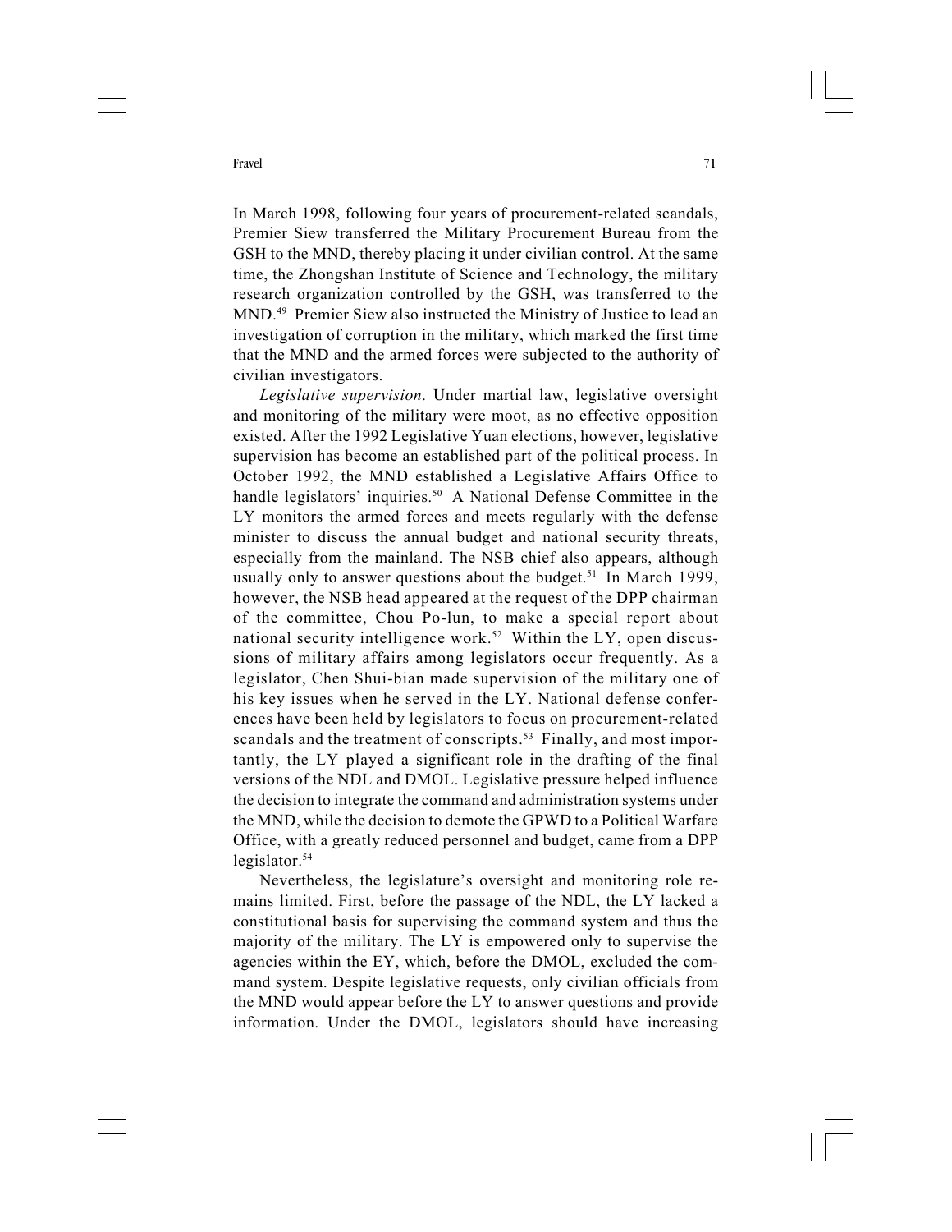In March 1998, following four years of procurement-related scandals, Premier Siew transferred the Military Procurement Bureau from the GSH to the MND, thereby placing it under civilian control. At the same time, the Zhongshan Institute of Science and Technology, the military research organization controlled by the GSH, was transferred to the MND.[49] Premier Siew also instructed the Ministry of Justice to lead an investigation of corruption in the military, which marked the first time that the MND and the armed forces were subjected to the authority of civilian investigators.

*Legislative supervision*. Under martial law, legislative oversight and monitoring of the military were moot, as no effective opposition existed. After the 1992 Legislative Yuan elections, however, legislative supervision has become an established part of the political process. In October 1992, the MND established a Legislative Affairs Office to handle legislators' inquiries.[50] A National Defense Committee in the LY monitors the armed forces and meets regularly with the defense minister to discuss the annual budget and national security threats, especially from the mainland. The NSB chief also appears, although usually only to answer questions about the budget.[51] In March 1999, however, the NSB head appeared at the request of the DPP chairman of the committee, Chou Po-lun, to make a special report about national security intelligence work.[52] Within the LY, open discussions of military affairs among legislators occur frequently. As a legislator, Chen Shui-bian made supervision of the military one of his key issues when he served in the LY. National defense conferences have been held by legislators to focus on procurement-related scandals and the treatment of conscripts.[53] Finally, and most importantly, the LY played a significant role in the drafting of the final versions of the NDL and DMOL. Legislative pressure helped influence the decision to integrate the command and administration systems under the MND, while the decision to demote the GPWD to a Political Warfare Office, with a greatly reduced personnel and budget, came from a DPP legislator.[54]

Nevertheless, the legislature's oversight and monitoring role remains limited. First, before the passage of the NDL, the LY lacked a constitutional basis for supervising the command system and thus the majority of the military. The LY is empowered only to supervise the agencies within the EY, which, before the DMOL, excluded the command system. Despite legislative requests, only civilian officials from the MND would appear before the LY to answer questions and provide information. Under the DMOL, legislators should have increasing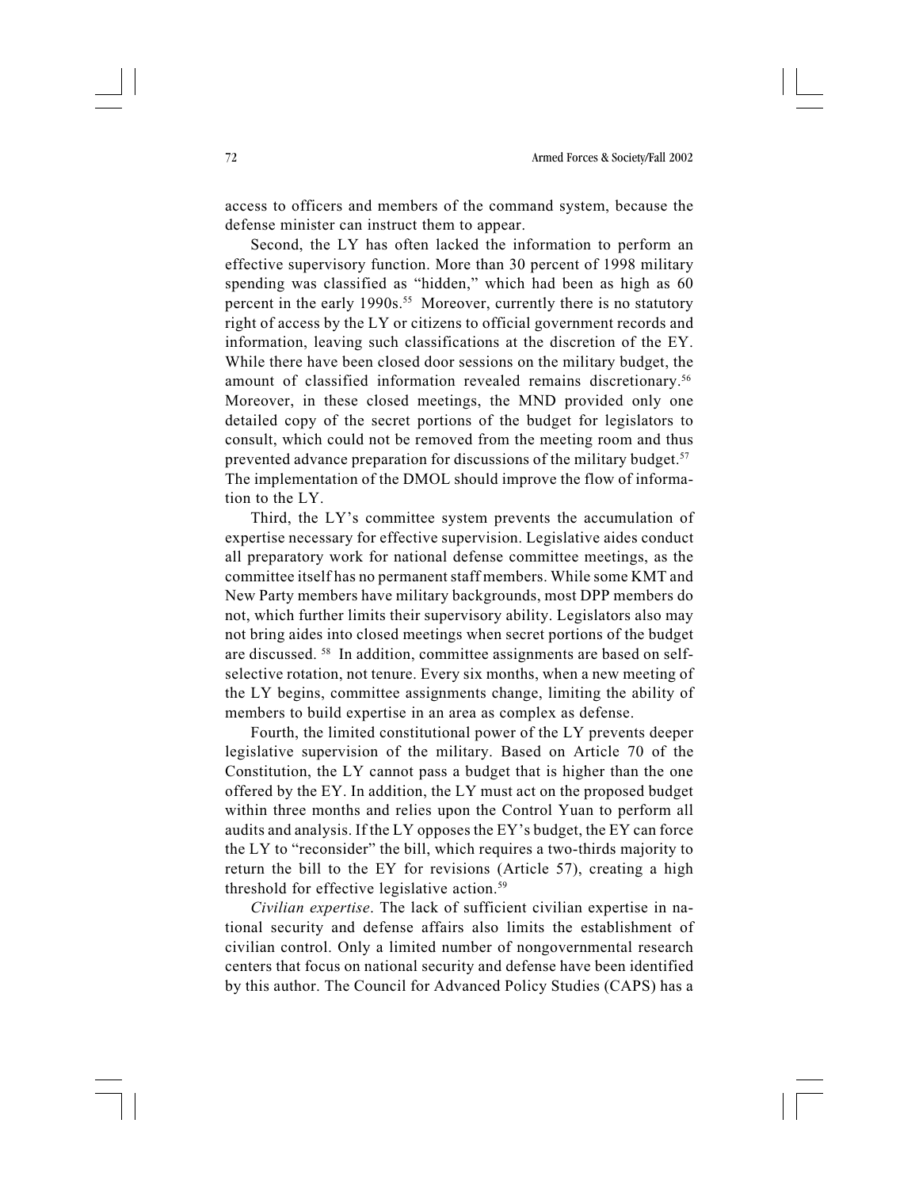access to officers and members of the command system, because the defense minister can instruct them to appear.

Second, the LY has often lacked the information to perform an effective supervisory function. More than 30 percent of 1998 military spending was classified as "hidden," which had been as high as 60 percent in the early 1990s.[55] Moreover, currently there is no statutory right of access by the LY or citizens to official government records and information, leaving such classifications at the discretion of the EY. While there have been closed door sessions on the military budget, the amount of classified information revealed remains discretionary.[56] Moreover, in these closed meetings, the MND provided only one detailed copy of the secret portions of the budget for legislators to consult, which could not be removed from the meeting room and thus prevented advance preparation for discussions of the military budget.[57] The implementation of the DMOL should improve the flow of information to the LY.

Third, the LY's committee system prevents the accumulation of expertise necessary for effective supervision. Legislative aides conduct all preparatory work for national defense committee meetings, as the committee itself has no permanent staff members. While some KMT and New Party members have military backgrounds, most DPP members do not, which further limits their supervisory ability. Legislators also may not bring aides into closed meetings when secret portions of the budget are discussed.[58] In addition, committee assignments are based on self-selective rotation, not tenure. Every six months, when a new meeting of the LY begins, committee assignments change, limiting the ability of members to build expertise in an area as complex as defense.

Fourth, the limited constitutional power of the LY prevents deeper legislative supervision of the military. Based on Article 70 of the Constitution, the LY cannot pass a budget that is higher than the one offered by the EY. In addition, the LY must act on the proposed budget within three months and relies upon the Control Yuan to perform all audits and analysis. If the LY opposes the EY's budget, the EY can force the LY to "reconsider" the bill, which requires a two-thirds majority to return the bill to the EY for revisions (Article 57), creating a high threshold for effective legislative action.[59]

*Civilian expertise*. The lack of sufficient civilian expertise in national security and defense affairs also limits the establishment of civilian control. Only a limited number of nongovernmental research centers that focus on national security and defense have been identified by this author. The Council for Advanced Policy Studies (CAPS) has a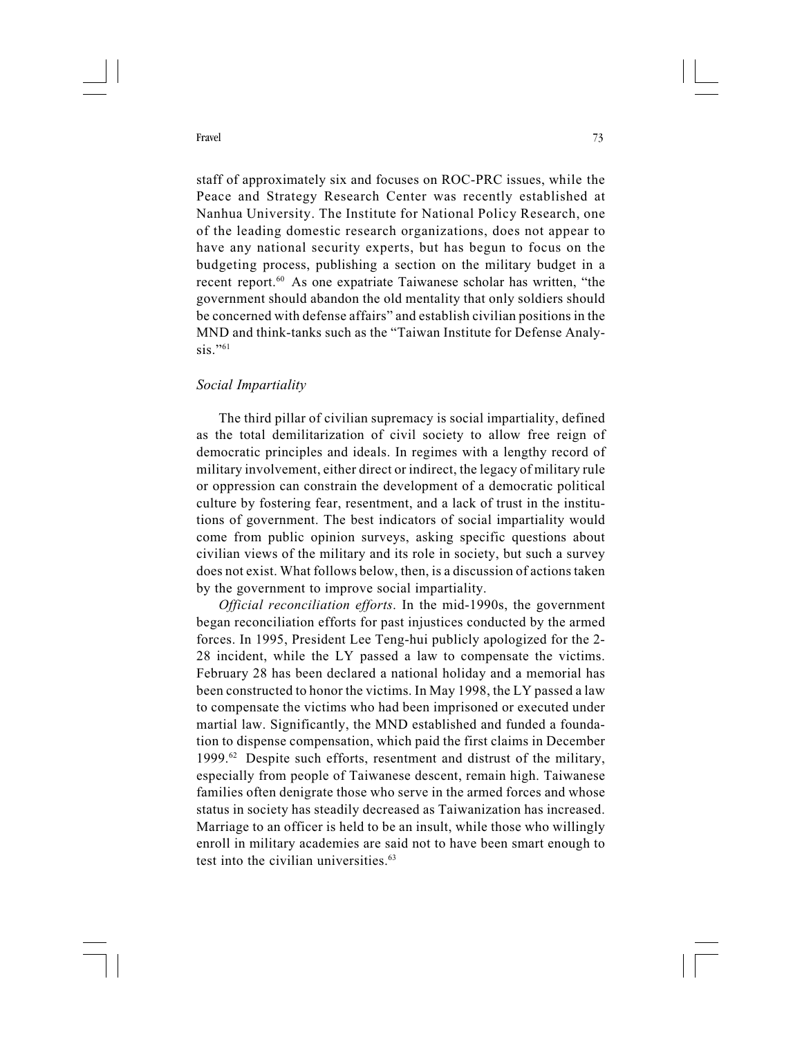staff of approximately six and focuses on ROC-PRC issues, while the Peace and Strategy Research Center was recently established at Nanhua University. The Institute for National Policy Research, one of the leading domestic research organizations, does not appear to have any national security experts, but has begun to focus on the budgeting process, publishing a section on the military budget in a recent report.[60] As one expatriate Taiwanese scholar has written, "the government should abandon the old mentality that only soldiers should be concerned with defense affairs" and establish civilian positions in the MND and think-tanks such as the "Taiwan Institute for Defense Analysis."[61]

### *Social Impartiality*

The third pillar of civilian supremacy is social impartiality, defined as the total demilitarization of civil society to allow free reign of democratic principles and ideals. In regimes with a lengthy record of military involvement, either direct or indirect, the legacy of military rule or oppression can constrain the development of a democratic political culture by fostering fear, resentment, and a lack of trust in the institutions of government. The best indicators of social impartiality would come from public opinion surveys, asking specific questions about civilian views of the military and its role in society, but such a survey does not exist. What follows below, then, is a discussion of actions taken by the government to improve social impartiality.

*Official reconciliation efforts*. In the mid-1990s, the government began reconciliation efforts for past injustices conducted by the armed forces. In 1995, President Lee Teng-hui publicly apologized for the 2-28 incident, while the LY passed a law to compensate the victims. February 28 has been declared a national holiday and a memorial has been constructed to honor the victims. In May 1998, the LY passed a law to compensate the victims who had been imprisoned or executed under martial law. Significantly, the MND established and funded a foundation to dispense compensation, which paid the first claims in December 1999.[62] Despite such efforts, resentment and distrust of the military, especially from people of Taiwanese descent, remain high. Taiwanese families often denigrate those who serve in the armed forces and whose status in society has steadily decreased as Taiwanization has increased. Marriage to an officer is held to be an insult, while those who willingly enroll in military academies are said not to have been smart enough to test into the civilian universities.[63]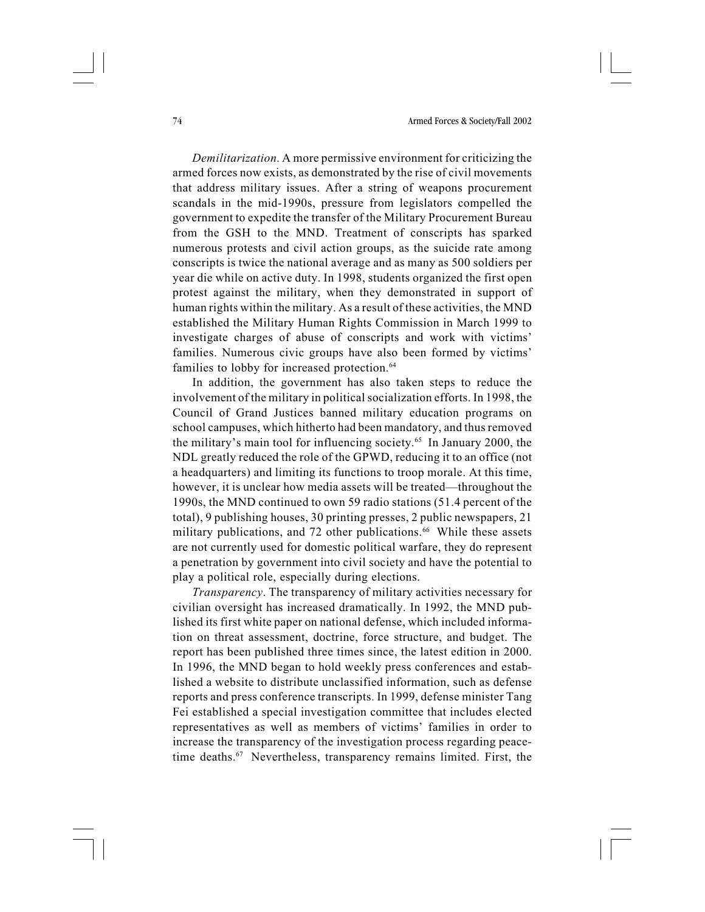*Demilitarization*. A more permissive environment for criticizing the armed forces now exists, as demonstrated by the rise of civil movements that address military issues. After a string of weapons procurement scandals in the mid-1990s, pressure from legislators compelled the government to expedite the transfer of the Military Procurement Bureau from the GSH to the MND. Treatment of conscripts has sparked numerous protests and civil action groups, as the suicide rate among conscripts is twice the national average and as many as 500 soldiers per year die while on active duty. In 1998, students organized the first open protest against the military, when they demonstrated in support of human rights within the military. As a result of these activities, the MND established the Military Human Rights Commission in March 1999 to investigate charges of abuse of conscripts and work with victims' families. Numerous civic groups have also been formed by victims' families to lobby for increased protection.[64]

In addition, the government has also taken steps to reduce the involvement of the military in political socialization efforts. In 1998, the Council of Grand Justices banned military education programs on school campuses, which hitherto had been mandatory, and thus removed the military's main tool for influencing society.[65] In January 2000, the NDL greatly reduced the role of the GPWD, reducing it to an office (not a headquarters) and limiting its functions to troop morale. At this time, however, it is unclear how media assets will be treated—throughout the 1990s, the MND continued to own 59 radio stations (51.4 percent of the total), 9 publishing houses, 30 printing presses, 2 public newspapers, 21 military publications, and 72 other publications.[66] While these assets are not currently used for domestic political warfare, they do represent a penetration by government into civil society and have the potential to play a political role, especially during elections.

*Transparency*. The transparency of military activities necessary for civilian oversight has increased dramatically. In 1992, the MND published its first white paper on national defense, which included information on threat assessment, doctrine, force structure, and budget. The report has been published three times since, the latest edition in 2000. In 1996, the MND began to hold weekly press conferences and established a website to distribute unclassified information, such as defense reports and press conference transcripts. In 1999, defense minister Tang Fei established a special investigation committee that includes elected representatives as well as members of victims' families in order to increase the transparency of the investigation process regarding peacetime deaths.[67] Nevertheless, transparency remains limited. First, the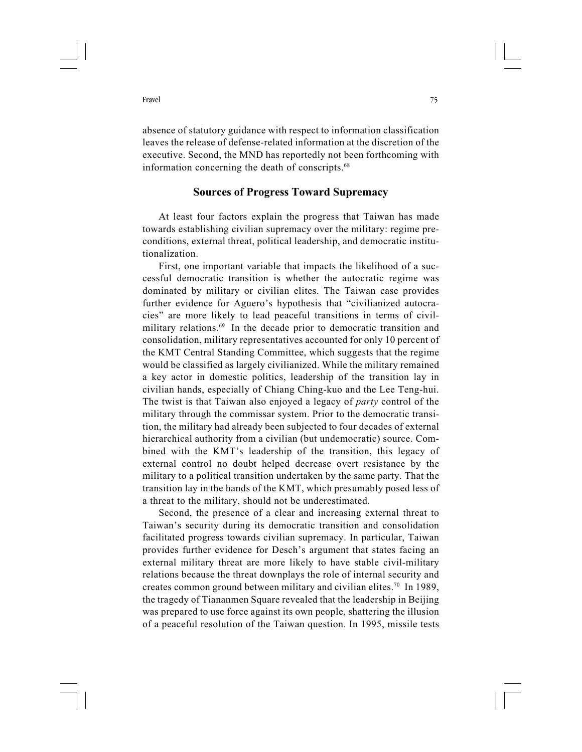absence of statutory guidance with respect to information classification leaves the release of defense-related information at the discretion of the executive. Second, the MND has reportedly not been forthcoming with information concerning the death of conscripts.[68]

## Sources of Progress Toward Supremacy

At least four factors explain the progress that Taiwan has made towards establishing civilian supremacy over the military: regime preconditions, external threat, political leadership, and democratic institutionalization.

First, one important variable that impacts the likelihood of a successful democratic transition is whether the autocratic regime was dominated by military or civilian elites. The Taiwan case provides further evidence for Aguero's hypothesis that "civilianized autocracies" are more likely to lead peaceful transitions in terms of civil-military relations.[69] In the decade prior to democratic transition and consolidation, military representatives accounted for only 10 percent of the KMT Central Standing Committee, which suggests that the regime would be classified as largely civilianized. While the military remained a key actor in domestic politics, leadership of the transition lay in civilian hands, especially of Chiang Ching-kuo and the Lee Teng-hui. The twist is that Taiwan also enjoyed a legacy of *party* control of the military through the commissar system. Prior to the democratic transition, the military had already been subjected to four decades of external hierarchical authority from a civilian (but undemocratic) source. Combined with the KMT's leadership of the transition, this legacy of external control no doubt helped decrease overt resistance by the military to a political transition undertaken by the same party. That the transition lay in the hands of the KMT, which presumably posed less of a threat to the military, should not be underestimated.

Second, the presence of a clear and increasing external threat to Taiwan's security during its democratic transition and consolidation facilitated progress towards civilian supremacy. In particular, Taiwan provides further evidence for Desch's argument that states facing an external military threat are more likely to have stable civil-military relations because the threat downplays the role of internal security and creates common ground between military and civilian elites.[70] In 1989, the tragedy of Tiananmen Square revealed that the leadership in Beijing was prepared to use force against its own people, shattering the illusion of a peaceful resolution of the Taiwan question. In 1995, missile tests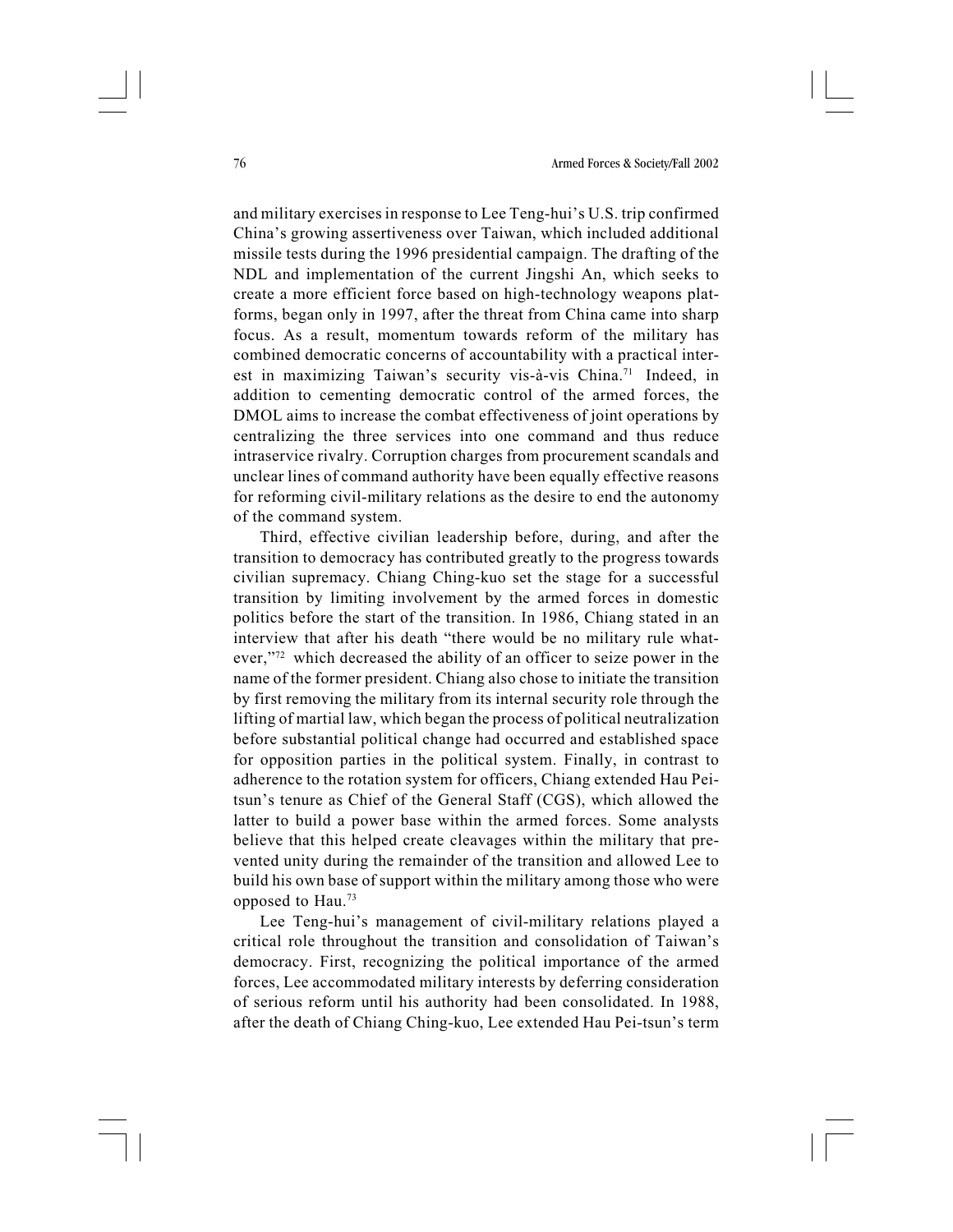and military exercises in response to Lee Teng-hui's U.S. trip confirmed China's growing assertiveness over Taiwan, which included additional missile tests during the 1996 presidential campaign. The drafting of the NDL and implementation of the current Jingshi An, which seeks to create a more efficient force based on high-technology weapons platforms, began only in 1997, after the threat from China came into sharp focus. As a result, momentum towards reform of the military has combined democratic concerns of accountability with a practical interest in maximizing Taiwan's security vis-à-vis China.[71] Indeed, in addition to cementing democratic control of the armed forces, the DMOL aims to increase the combat effectiveness of joint operations by centralizing the three services into one command and thus reduce intraservice rivalry. Corruption charges from procurement scandals and unclear lines of command authority have been equally effective reasons for reforming civil-military relations as the desire to end the autonomy of the command system.

Third, effective civilian leadership before, during, and after the transition to democracy has contributed greatly to the progress towards civilian supremacy. Chiang Ching-kuo set the stage for a successful transition by limiting involvement by the armed forces in domestic politics before the start of the transition. In 1986, Chiang stated in an interview that after his death "there would be no military rule whatever,"[72] which decreased the ability of an officer to seize power in the name of the former president. Chiang also chose to initiate the transition by first removing the military from its internal security role through the lifting of martial law, which began the process of political neutralization before substantial political change had occurred and established space for opposition parties in the political system. Finally, in contrast to adherence to the rotation system for officers, Chiang extended Hau Pei-tsun's tenure as Chief of the General Staff (CGS), which allowed the latter to build a power base within the armed forces. Some analysts believe that this helped create cleavages within the military that prevented unity during the remainder of the transition and allowed Lee to build his own base of support within the military among those who were opposed to Hau.[73]

Lee Teng-hui's management of civil-military relations played a critical role throughout the transition and consolidation of Taiwan's democracy. First, recognizing the political importance of the armed forces, Lee accommodated military interests by deferring consideration of serious reform until his authority had been consolidated. In 1988, after the death of Chiang Ching-kuo, Lee extended Hau Pei-tsun's term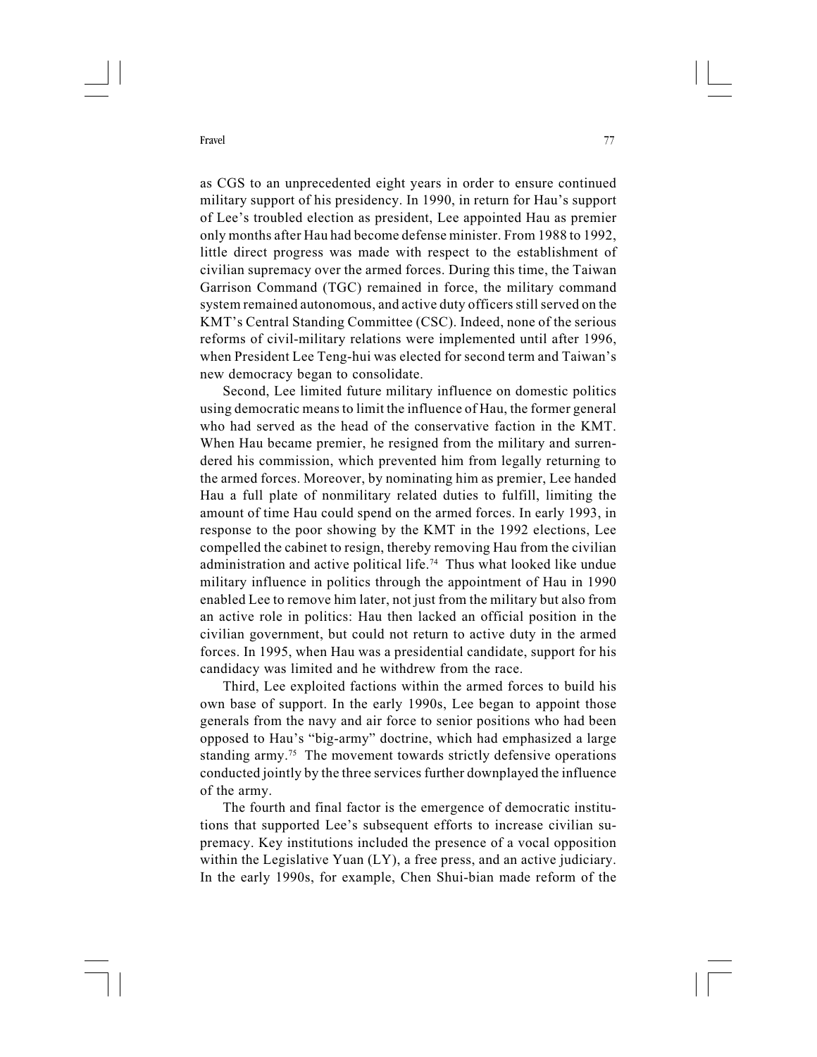as CGS to an unprecedented eight years in order to ensure continued military support of his presidency. In 1990, in return for Hau's support of Lee's troubled election as president, Lee appointed Hau as premier only months after Hau had become defense minister. From 1988 to 1992, little direct progress was made with respect to the establishment of civilian supremacy over the armed forces. During this time, the Taiwan Garrison Command (TGC) remained in force, the military command system remained autonomous, and active duty officers still served on the KMT's Central Standing Committee (CSC). Indeed, none of the serious reforms of civil-military relations were implemented until after 1996, when President Lee Teng-hui was elected for second term and Taiwan's new democracy began to consolidate.

Second, Lee limited future military influence on domestic politics using democratic means to limit the influence of Hau, the former general who had served as the head of the conservative faction in the KMT. When Hau became premier, he resigned from the military and surrendered his commission, which prevented him from legally returning to the armed forces. Moreover, by nominating him as premier, Lee handed Hau a full plate of nonmilitary related duties to fulfill, limiting the amount of time Hau could spend on the armed forces. In early 1993, in response to the poor showing by the KMT in the 1992 elections, Lee compelled the cabinet to resign, thereby removing Hau from the civilian administration and active political life.[74] Thus what looked like undue military influence in politics through the appointment of Hau in 1990 enabled Lee to remove him later, not just from the military but also from an active role in politics: Hau then lacked an official position in the civilian government, but could not return to active duty in the armed forces. In 1995, when Hau was a presidential candidate, support for his candidacy was limited and he withdrew from the race.

Third, Lee exploited factions within the armed forces to build his own base of support. In the early 1990s, Lee began to appoint those generals from the navy and air force to senior positions who had been opposed to Hau's "big-army" doctrine, which had emphasized a large standing army.[75] The movement towards strictly defensive operations conducted jointly by the three services further downplayed the influence of the army.

The fourth and final factor is the emergence of democratic institutions that supported Lee's subsequent efforts to increase civilian supremacy. Key institutions included the presence of a vocal opposition within the Legislative Yuan (LY), a free press, and an active judiciary. In the early 1990s, for example, Chen Shui-bian made reform of the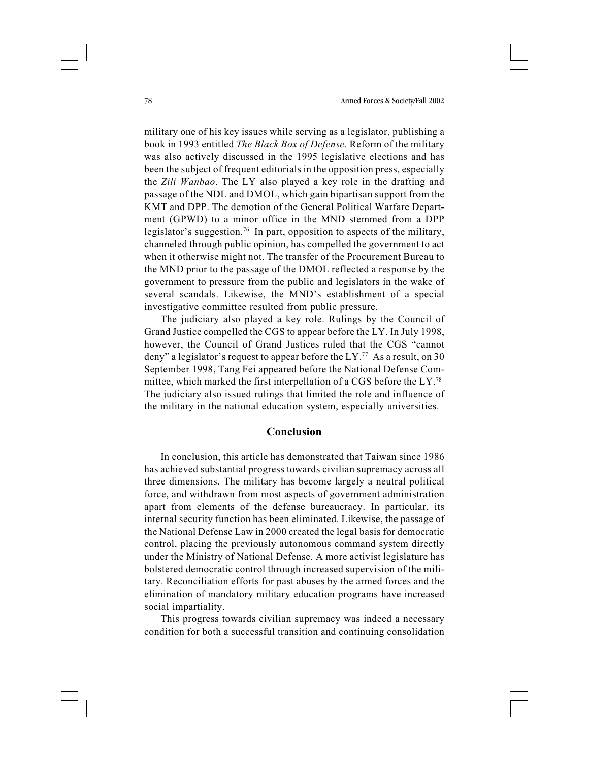military one of his key issues while serving as a legislator, publishing a book in 1993 entitled *The Black Box of Defense*. Reform of the military was also actively discussed in the 1995 legislative elections and has been the subject of frequent editorials in the opposition press, especially the *Zili Wanbao*. The LY also played a key role in the drafting and passage of the NDL and DMOL, which gain bipartisan support from the KMT and DPP. The demotion of the General Political Warfare Department (GPWD) to a minor office in the MND stemmed from a DPP legislator's suggestion.[76] In part, opposition to aspects of the military, channeled through public opinion, has compelled the government to act when it otherwise might not. The transfer of the Procurement Bureau to the MND prior to the passage of the DMOL reflected a response by the government to pressure from the public and legislators in the wake of several scandals. Likewise, the MND's establishment of a special investigative committee resulted from public pressure.

The judiciary also played a key role. Rulings by the Council of Grand Justice compelled the CGS to appear before the LY. In July 1998, however, the Council of Grand Justices ruled that the CGS "cannot deny" a legislator's request to appear before the LY.[77] As a result, on 30 September 1998, Tang Fei appeared before the National Defense Committee, which marked the first interpellation of a CGS before the LY.[78] The judiciary also issued rulings that limited the role and influence of the military in the national education system, especially universities.

## Conclusion

In conclusion, this article has demonstrated that Taiwan since 1986 has achieved substantial progress towards civilian supremacy across all three dimensions. The military has become largely a neutral political force, and withdrawn from most aspects of government administration apart from elements of the defense bureaucracy. In particular, its internal security function has been eliminated. Likewise, the passage of the National Defense Law in 2000 created the legal basis for democratic control, placing the previously autonomous command system directly under the Ministry of National Defense. A more activist legislature has bolstered democratic control through increased supervision of the military. Reconciliation efforts for past abuses by the armed forces and the elimination of mandatory military education programs have increased social impartiality.

This progress towards civilian supremacy was indeed a necessary condition for both a successful transition and continuing consolidation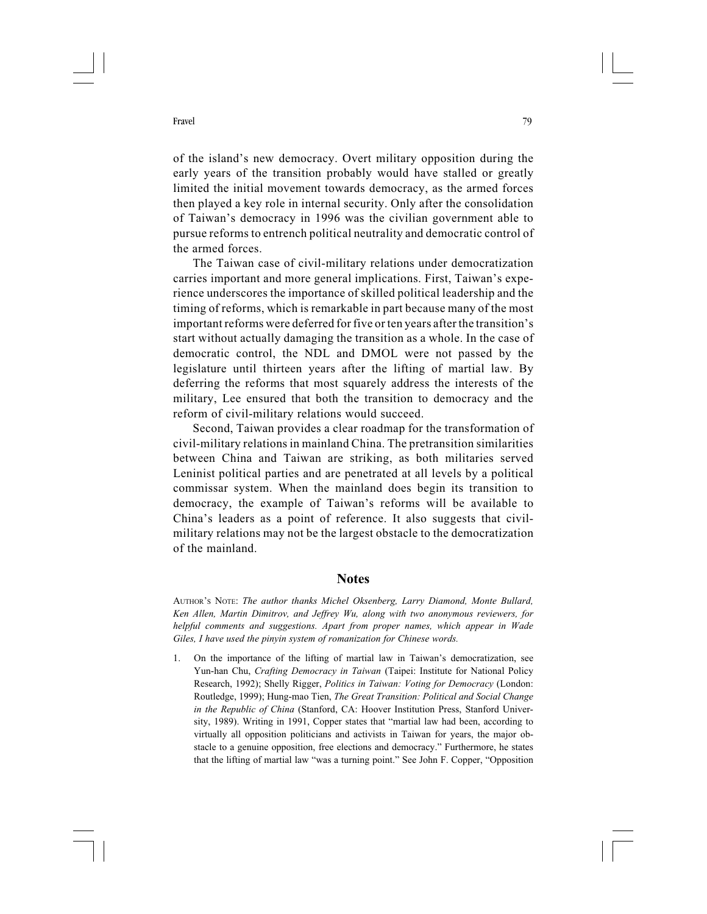of the island's new democracy. Overt military opposition during the early years of the transition probably would have stalled or greatly limited the initial movement towards democracy, as the armed forces then played a key role in internal security. Only after the consolidation of Taiwan's democracy in 1996 was the civilian government able to pursue reforms to entrench political neutrality and democratic control of the armed forces.

The Taiwan case of civil-military relations under democratization carries important and more general implications. First, Taiwan's experience underscores the importance of skilled political leadership and the timing of reforms, which is remarkable in part because many of the most important reforms were deferred for five or ten years after the transition's start without actually damaging the transition as a whole. In the case of democratic control, the NDL and DMOL were not passed by the legislature until thirteen years after the lifting of martial law. By deferring the reforms that most squarely address the interests of the military, Lee ensured that both the transition to democracy and the reform of civil-military relations would succeed.

Second, Taiwan provides a clear roadmap for the transformation of civil-military relations in mainland China. The pretransition similarities between China and Taiwan are striking, as both militaries served Leninist political parties and are penetrated at all levels by a political commissar system. When the mainland does begin its transition to democracy, the example of Taiwan's reforms will be available to China's leaders as a point of reference. It also suggests that civil-military relations may not be the largest obstacle to the democratization of the mainland.

## Notes

AUTHOR'S NOTE: *The author thanks Michel Oksenberg, Larry Diamond, Monte Bullard, Ken Allen, Martin Dimitrov, and Jeffrey Wu, along with two anonymous reviewers, for helpful comments and suggestions. Apart from proper names, which appear in Wade Giles, I have used the pinyin system of romanization for Chinese words.*

1. On the importance of the lifting of martial law in Taiwan's democratization, see Yun-han Chu, *Crafting Democracy in Taiwan* (Taipei: Institute for National Policy Research, 1992); Shelly Rigger, *Politics in Taiwan: Voting for Democracy* (London: Routledge, 1999); Hung-mao Tien, *The Great Transition: Political and Social Change in the Republic of China* (Stanford, CA: Hoover Institution Press, Stanford University, 1989). Writing in 1991, Copper states that "martial law had been, according to virtually all opposition politicians and activists in Taiwan for years, the major obstacle to a genuine opposition, free elections and democracy." Furthermore, he states that the lifting of martial law "was a turning point." See John F. Copper, "Opposition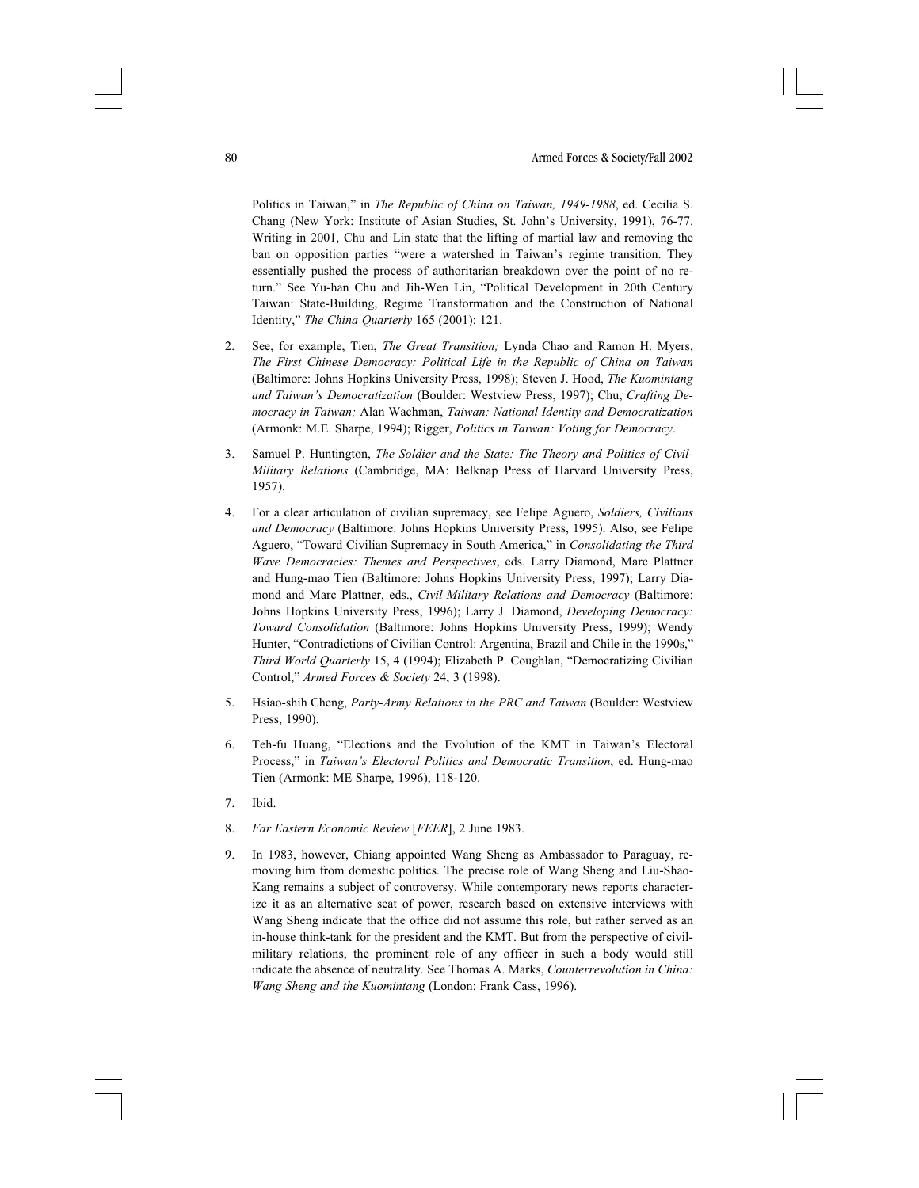Politics in Taiwan," in *The Republic of China on Taiwan, 1949-1988*, ed. Cecilia S. Chang (New York: Institute of Asian Studies, St. John's University, 1991), 76-77. Writing in 2001, Chu and Lin state that the lifting of martial law and removing the ban on opposition parties "were a watershed in Taiwan's regime transition. They essentially pushed the process of authoritarian breakdown over the point of no return." See Yu-han Chu and Jih-Wen Lin, "Political Development in 20th Century Taiwan: State-Building, Regime Transformation and the Construction of National Identity," *The China Quarterly* 165 (2001): 121.

2. See, for example, Tien, *The Great Transition;* Lynda Chao and Ramon H. Myers, *The First Chinese Democracy: Political Life in the Republic of China on Taiwan* (Baltimore: Johns Hopkins University Press, 1998); Steven J. Hood, *The Kuomintang and Taiwan's Democratization* (Boulder: Westview Press, 1997); Chu, *Crafting Democracy in Taiwan;* Alan Wachman, *Taiwan: National Identity and Democratization* (Armonk: M.E. Sharpe, 1994); Rigger, *Politics in Taiwan: Voting for Democracy*.

3. Samuel P. Huntington, *The Soldier and the State: The Theory and Politics of Civil-Military Relations* (Cambridge, MA: Belknap Press of Harvard University Press, 1957).

4. For a clear articulation of civilian supremacy, see Felipe Aguero, *Soldiers, Civilians and Democracy* (Baltimore: Johns Hopkins University Press, 1995). Also, see Felipe Aguero, "Toward Civilian Supremacy in South America," in *Consolidating the Third Wave Democracies: Themes and Perspectives*, eds. Larry Diamond, Marc Plattner and Hung-mao Tien (Baltimore: Johns Hopkins University Press, 1997); Larry Diamond and Marc Plattner, eds., *Civil-Military Relations and Democracy* (Baltimore: Johns Hopkins University Press, 1996); Larry J. Diamond, *Developing Democracy: Toward Consolidation* (Baltimore: Johns Hopkins University Press, 1999); Wendy Hunter, "Contradictions of Civilian Control: Argentina, Brazil and Chile in the 1990s," *Third World Quarterly* 15, 4 (1994); Elizabeth P. Coughlan, "Democratizing Civilian Control," *Armed Forces & Society* 24, 3 (1998).

5. Hsiao-shih Cheng, *Party-Army Relations in the PRC and Taiwan* (Boulder: Westview Press, 1990).

6. Teh-fu Huang, "Elections and the Evolution of the KMT in Taiwan's Electoral Process," in *Taiwan's Electoral Politics and Democratic Transition*, ed. Hung-mao Tien (Armonk: ME Sharpe, 1996), 118-120.

7. Ibid.

8. *Far Eastern Economic Review* [*FEER*], 2 June 1983.

9. In 1983, however, Chiang appointed Wang Sheng as Ambassador to Paraguay, removing him from domestic politics. The precise role of Wang Sheng and Liu-Shao-Kang remains a subject of controversy. While contemporary news reports characterize it as an alternative seat of power, research based on extensive interviews with Wang Sheng indicate that the office did not assume this role, but rather served as an in-house think-tank for the president and the KMT. But from the perspective of civil-military relations, the prominent role of any officer in such a body would still indicate the absence of neutrality. See Thomas A. Marks, *Counterrevolution in China: Wang Sheng and the Kuomintang* (London: Frank Cass, 1996).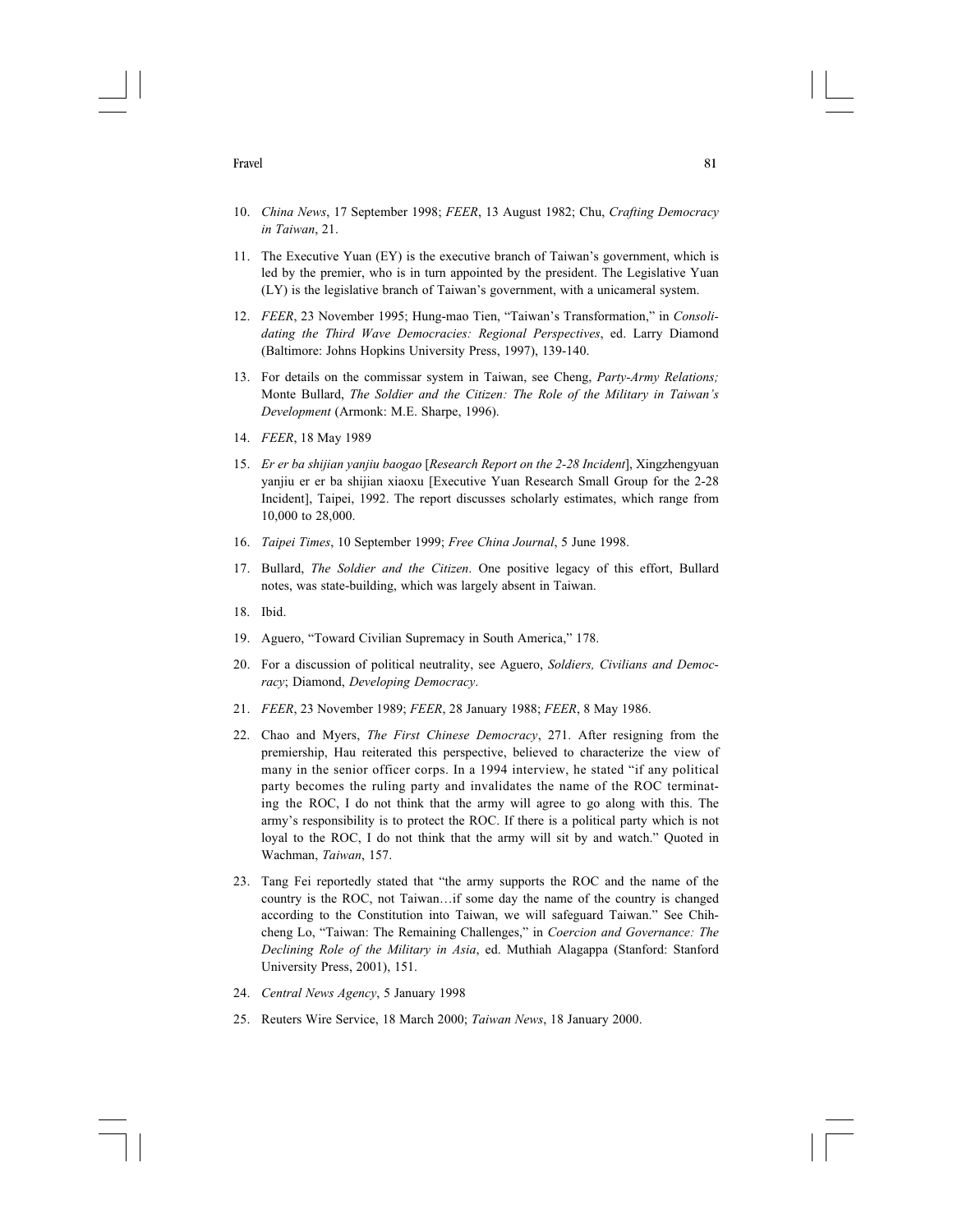10. *China News*, 17 September 1998; *FEER*, 13 August 1982; Chu, *Crafting Democracy in Taiwan*, 21.

11. The Executive Yuan (EY) is the executive branch of Taiwan's government, which is led by the premier, who is in turn appointed by the president. The Legislative Yuan (LY) is the legislative branch of Taiwan's government, with a unicameral system.

12. *FEER*, 23 November 1995; Hung-mao Tien, "Taiwan's Transformation," in *Consolidating the Third Wave Democracies: Regional Perspectives*, ed. Larry Diamond (Baltimore: Johns Hopkins University Press, 1997), 139-140.

13. For details on the commissar system in Taiwan, see Cheng, *Party-Army Relations;* Monte Bullard, *The Soldier and the Citizen: The Role of the Military in Taiwan's Development* (Armonk: M.E. Sharpe, 1996).

14. *FEER*, 18 May 1989

15. *Er er ba shijian yanjiu baogao* [*Research Report on the 2-28 Incident*], Xingzhengyuan yanjiu er er ba shijian xiaoxu [Executive Yuan Research Small Group for the 2-28 Incident], Taipei, 1992. The report discusses scholarly estimates, which range from 10,000 to 28,000.

16. *Taipei Times*, 10 September 1999; *Free China Journal*, 5 June 1998.

17. Bullard, *The Soldier and the Citizen*. One positive legacy of this effort, Bullard notes, was state-building, which was largely absent in Taiwan.

18. Ibid.

19. Aguero, "Toward Civilian Supremacy in South America," 178.

20. For a discussion of political neutrality, see Aguero, *Soldiers, Civilians and Democracy*; Diamond, *Developing Democracy*.

21. *FEER*, 23 November 1989; *FEER*, 28 January 1988; *FEER*, 8 May 1986.

22. Chao and Myers, *The First Chinese Democracy*, 271. After resigning from the premiership, Hau reiterated this perspective, believed to characterize the view of many in the senior officer corps. In a 1994 interview, he stated "if any political party becomes the ruling party and invalidates the name of the ROC terminating the ROC, I do not think that the army will agree to go along with this. The army's responsibility is to protect the ROC. If there is a political party which is not loyal to the ROC, I do not think that the army will sit by and watch." Quoted in Wachman, *Taiwan*, 157.

23. Tang Fei reportedly stated that "the army supports the ROC and the name of the country is the ROC, not Taiwan…if some day the name of the country is changed according to the Constitution into Taiwan, we will safeguard Taiwan." See Chih-cheng Lo, "Taiwan: The Remaining Challenges," in *Coercion and Governance: The Declining Role of the Military in Asia*, ed. Muthiah Alagappa (Stanford: Stanford University Press, 2001), 151.

24. *Central News Agency*, 5 January 1998

25. Reuters Wire Service, 18 March 2000; *Taiwan News*, 18 January 2000.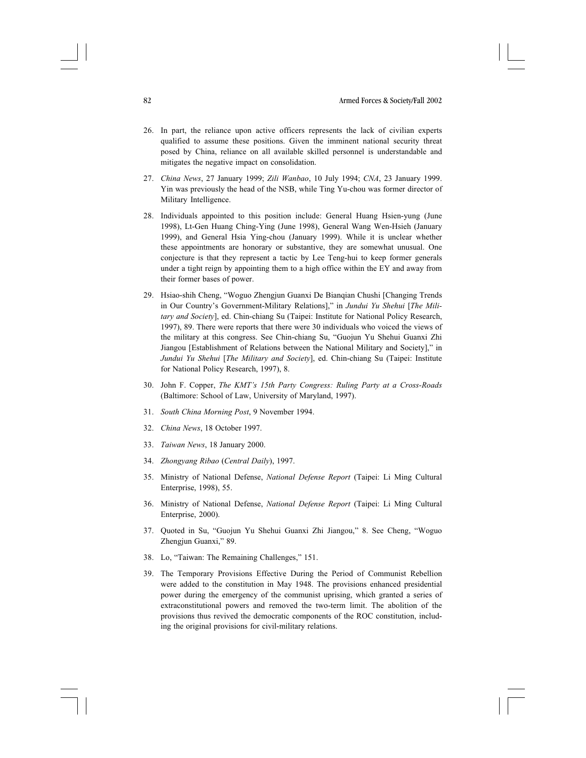26. In part, the reliance upon active officers represents the lack of civilian experts qualified to assume these positions. Given the imminent national security threat posed by China, reliance on all available skilled personnel is understandable and mitigates the negative impact on consolidation.

27. *China News*, 27 January 1999; *Zili Wanbao*, 10 July 1994; *CNA*, 23 January 1999. Yin was previously the head of the NSB, while Ting Yu-chou was former director of Military Intelligence.

28. Individuals appointed to this position include: General Huang Hsien-yung (June 1998), Lt-Gen Huang Ching-Ying (June 1998), General Wang Wen-Hsieh (January 1999), and General Hsia Ying-chou (January 1999). While it is unclear whether these appointments are honorary or substantive, they are somewhat unusual. One conjecture is that they represent a tactic by Lee Teng-hui to keep former generals under a tight reign by appointing them to a high office within the EY and away from their former bases of power.

29. Hsiao-shih Cheng, "Woguo Zhengjun Guanxi De Bianqian Chushi [Changing Trends in Our Country's Government-Military Relations]," in *Jundui Yu Shehui* [*The Military and Society*], ed. Chin-chiang Su (Taipei: Institute for National Policy Research, 1997), 89. There were reports that there were 30 individuals who voiced the views of the military at this congress. See Chin-chiang Su, "Guojun Yu Shehui Guanxi Zhi Jiangou [Establishment of Relations between the National Military and Society]," in *Jundui Yu Shehui* [*The Military and Society*], ed. Chin-chiang Su (Taipei: Institute for National Policy Research, 1997), 8.

30. John F. Copper, *The KMT's 15th Party Congress: Ruling Party at a Cross-Roads* (Baltimore: School of Law, University of Maryland, 1997).

31. *South China Morning Post*, 9 November 1994.

32. *China News*, 18 October 1997.

33. *Taiwan News*, 18 January 2000.

34. *Zhongyang Ribao* (*Central Daily*), 1997.

35. Ministry of National Defense, *National Defense Report* (Taipei: Li Ming Cultural Enterprise, 1998), 55.

36. Ministry of National Defense, *National Defense Report* (Taipei: Li Ming Cultural Enterprise, 2000).

37. Quoted in Su, "Guojun Yu Shehui Guanxi Zhi Jiangou," 8. See Cheng, "Woguo Zhengjun Guanxi," 89.

38. Lo, "Taiwan: The Remaining Challenges," 151.

39. The Temporary Provisions Effective During the Period of Communist Rebellion were added to the constitution in May 1948. The provisions enhanced presidential power during the emergency of the communist uprising, which granted a series of extraconstitutional powers and removed the two-term limit. The abolition of the provisions thus revived the democratic components of the ROC constitution, including the original provisions for civil-military relations.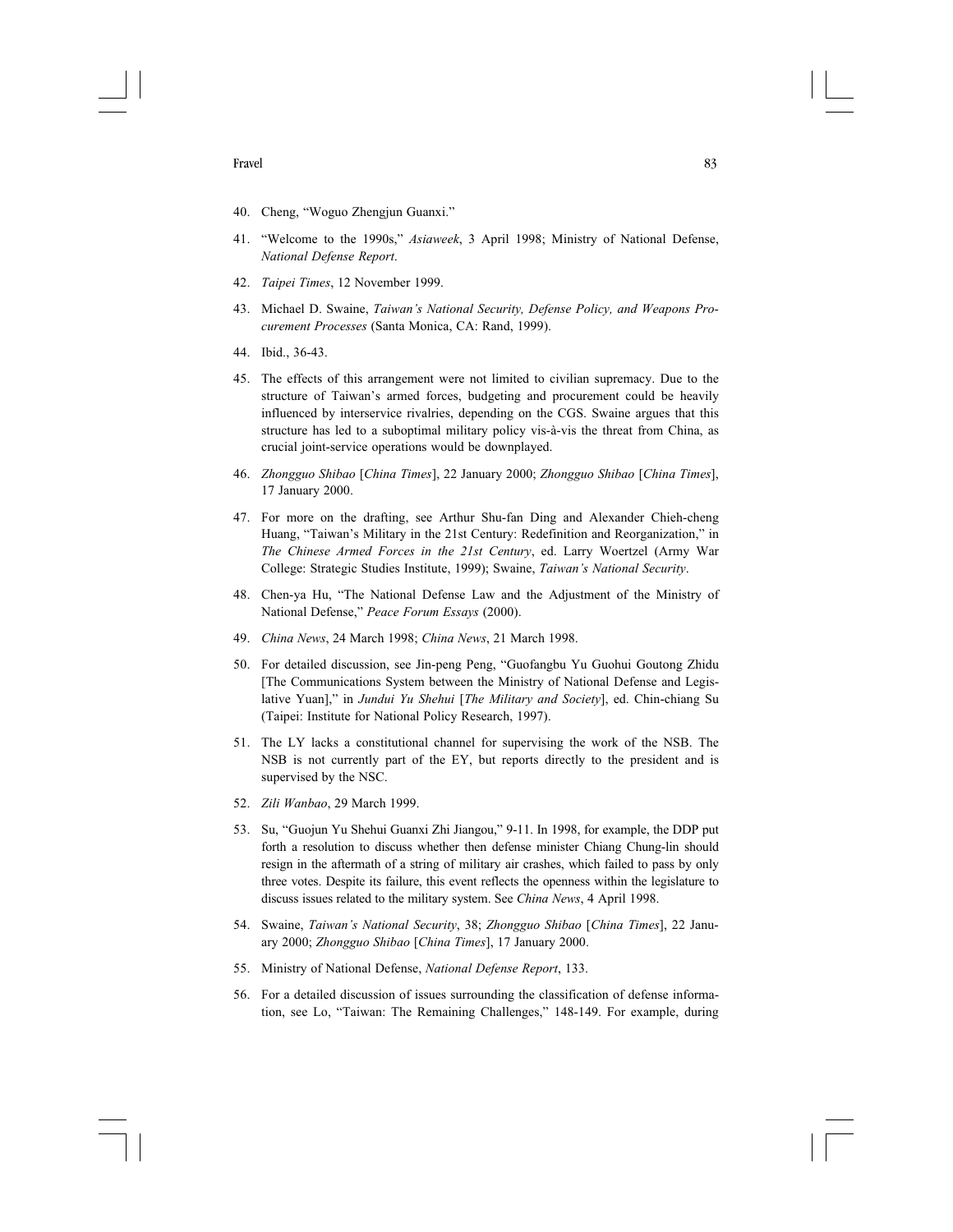40. Cheng, "Woguo Zhengjun Guanxi."

41. "Welcome to the 1990s," *Asiaweek*, 3 April 1998; Ministry of National Defense, *National Defense Report*.

42. *Taipei Times*, 12 November 1999.

43. Michael D. Swaine, *Taiwan's National Security, Defense Policy, and Weapons Procurement Processes* (Santa Monica, CA: Rand, 1999).

44. Ibid., 36-43.

45. The effects of this arrangement were not limited to civilian supremacy. Due to the structure of Taiwan's armed forces, budgeting and procurement could be heavily influenced by interservice rivalries, depending on the CGS. Swaine argues that this structure has led to a suboptimal military policy vis-à-vis the threat from China, as crucial joint-service operations would be downplayed.

46. *Zhongguo Shibao* [*China Times*], 22 January 2000; *Zhongguo Shibao* [*China Times*], 17 January 2000.

47. For more on the drafting, see Arthur Shu-fan Ding and Alexander Chieh-cheng Huang, "Taiwan's Military in the 21st Century: Redefinition and Reorganization," in *The Chinese Armed Forces in the 21st Century*, ed. Larry Woertzel (Army War College: Strategic Studies Institute, 1999); Swaine, *Taiwan's National Security*.

48. Chen-ya Hu, "The National Defense Law and the Adjustment of the Ministry of National Defense," *Peace Forum Essays* (2000).

49. *China News*, 24 March 1998; *China News*, 21 March 1998.

50. For detailed discussion, see Jin-peng Peng, "Guofangbu Yu Guohui Goutong Zhidu [The Communications System between the Ministry of National Defense and Legislative Yuan]," in *Jundui Yu Shehui* [*The Military and Society*], ed. Chin-chiang Su (Taipei: Institute for National Policy Research, 1997).

51. The LY lacks a constitutional channel for supervising the work of the NSB. The NSB is not currently part of the EY, but reports directly to the president and is supervised by the NSC.

52. *Zili Wanbao*, 29 March 1999.

53. Su, "Guojun Yu Shehui Guanxi Zhi Jiangou," 9-11. In 1998, for example, the DDP put forth a resolution to discuss whether then defense minister Chiang Chung-lin should resign in the aftermath of a string of military air crashes, which failed to pass by only three votes. Despite its failure, this event reflects the openness within the legislature to discuss issues related to the military system. See *China News*, 4 April 1998.

54. Swaine, *Taiwan's National Security*, 38; *Zhongguo Shibao* [*China Times*], 22 January 2000; *Zhongguo Shibao* [*China Times*], 17 January 2000.

55. Ministry of National Defense, *National Defense Report*, 133.

56. For a detailed discussion of issues surrounding the classification of defense information, see Lo, "Taiwan: The Remaining Challenges," 148-149. For example, during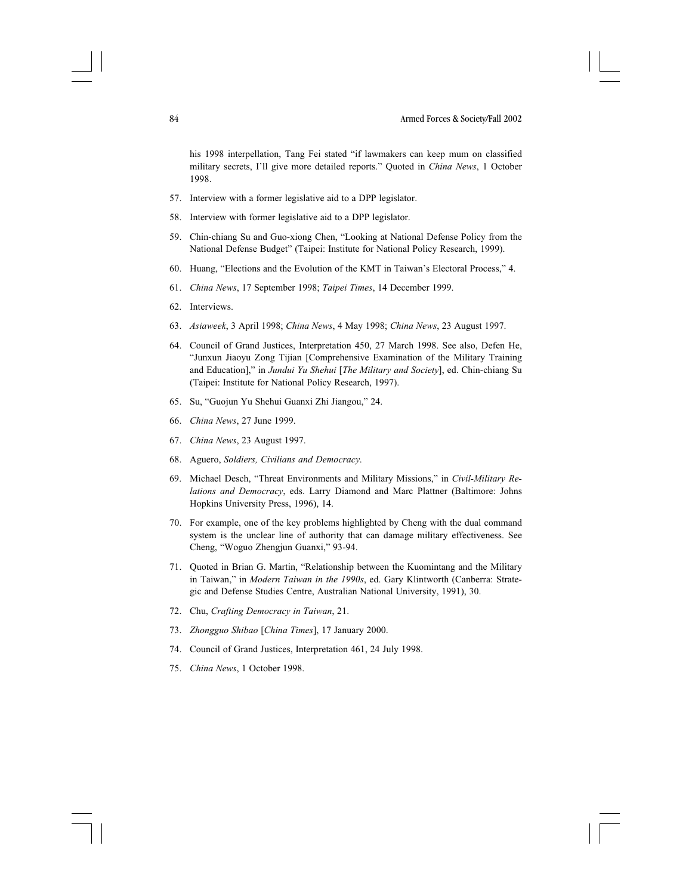his 1998 interpellation, Tang Fei stated "if lawmakers can keep mum on classified military secrets, I'll give more detailed reports." Quoted in *China News*, 1 October 1998.

57. Interview with a former legislative aid to a DPP legislator.
58. Interview with former legislative aid to a DPP legislator.
59. Chin-chiang Su and Guo-xiong Chen, "Looking at National Defense Policy from the National Defense Budget" (Taipei: Institute for National Policy Research, 1999).
60. Huang, "Elections and the Evolution of the KMT in Taiwan's Electoral Process," 4.
61. *China News*, 17 September 1998; *Taipei Times*, 14 December 1999.
62. Interviews.
63. *Asiaweek*, 3 April 1998; *China News*, 4 May 1998; *China News*, 23 August 1997.
64. Council of Grand Justices, Interpretation 450, 27 March 1998. See also, Defen He, "Junxun Jiaoyu Zong Tijian [Comprehensive Examination of the Military Training and Education]," in *Jundui Yu Shehui* [*The Military and Society*], ed. Chin-chiang Su (Taipei: Institute for National Policy Research, 1997).
65. Su, "Guojun Yu Shehui Guanxi Zhi Jiangou," 24.
66. *China News*, 27 June 1999.
67. *China News*, 23 August 1997.
68. Aguero, *Soldiers, Civilians and Democracy*.
69. Michael Desch, "Threat Environments and Military Missions," in *Civil-Military Relations and Democracy*, eds. Larry Diamond and Marc Plattner (Baltimore: Johns Hopkins University Press, 1996), 14.
70. For example, one of the key problems highlighted by Cheng with the dual command system is the unclear line of authority that can damage military effectiveness. See Cheng, "Woguo Zhengjun Guanxi," 93-94.
71. Quoted in Brian G. Martin, "Relationship between the Kuomintang and the Military in Taiwan," in *Modern Taiwan in the 1990s*, ed. Gary Klintworth (Canberra: Strategic and Defense Studies Centre, Australian National University, 1991), 30.
72. Chu, *Crafting Democracy in Taiwan*, 21.
73. *Zhongguo Shibao* [*China Times*], 17 January 2000.
74. Council of Grand Justices, Interpretation 461, 24 July 1998.
75. *China News*, 1 October 1998.